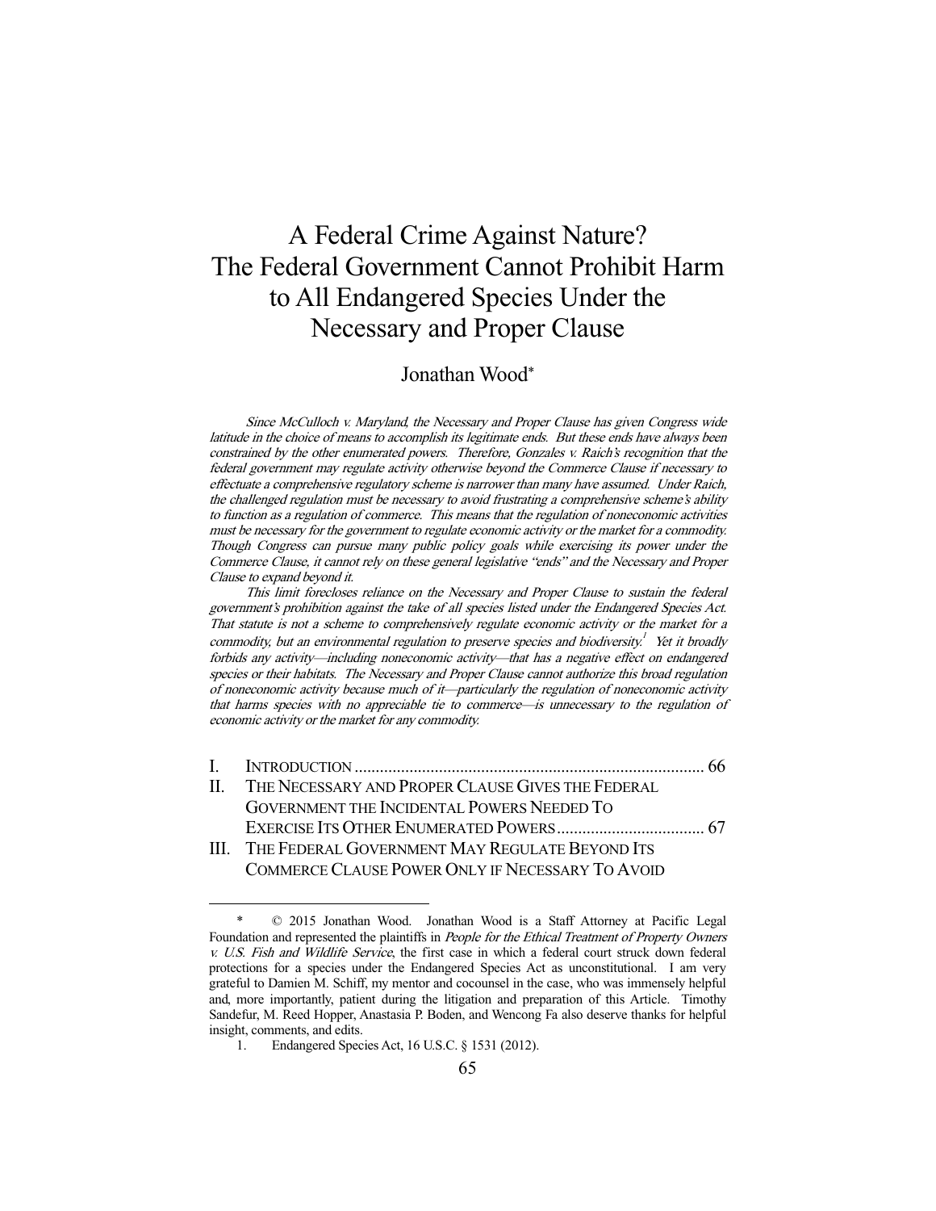# A Federal Crime Against Nature? The Federal Government Cannot Prohibit Harm to All Endangered Species Under the Necessary and Proper Clause

Jonathan Wood*

*Since McCulloch v. Maryland, the Necessary and Proper Clause has given Congress wide latitude in the choice of means to accomplish its legitimate ends. But these ends have always been constrained by the other enumerated powers. Therefore, Gonzales v. Raich's recognition that the federal government may regulate activity otherwise beyond the Commerce Clause if necessary to effectuate a comprehensive regulatory scheme is narrower than many have assumed. Under Raich, the challenged regulation must be necessary to avoid frustrating a comprehensive scheme's ability to function as a regulation of commerce. This means that the regulation of noneconomic activities must be necessary for the government to regulate economic activity or the market for a commodity. Though Congress can pursue many public policy goals while exercising its power under the Commerce Clause, it cannot rely on these general legislative "ends" and the Necessary and Proper Clause to expand beyond it.*

*This limit forecloses reliance on the Necessary and Proper Clause to sustain the federal government's prohibition against the take of all species listed under the Endangered Species Act. That statute is not a scheme to comprehensively regulate economic activity or the market for a commodity, but an environmental regulation to preserve species and biodiversity.[1] Yet it broadly forbids any activity—including noneconomic activity—that has a negative effect on endangered species or their habitats. The Necessary and Proper Clause cannot authorize this broad regulation of noneconomic activity because much of it—particularly the regulation of noneconomic activity that harms species with no appreciable tie to commerce—is unnecessary to the regulation of economic activity or the market for any commodity.*

I. INTRODUCTION .................................................................................. 66
II. THE NECESSARY AND PROPER CLAUSE GIVES THE FEDERAL GOVERNMENT THE INCIDENTAL POWERS NEEDED TO EXERCISE ITS OTHER ENUMERATED POWERS .................................. 67
III. THE FEDERAL GOVERNMENT MAY REGULATE BEYOND ITS COMMERCE CLAUSE POWER ONLY IF NECESSARY TO AVOID

---

\* © 2015 Jonathan Wood. Jonathan Wood is a Staff Attorney at Pacific Legal Foundation and represented the plaintiffs in *People for the Ethical Treatment of Property Owners v. U.S. Fish and Wildlife Service*, the first case in which a federal court struck down federal protections for a species under the Endangered Species Act as unconstitutional. I am very grateful to Damien M. Schiff, my mentor and cocounsel in the case, who was immensely helpful and, more importantly, patient during the litigation and preparation of this Article. Timothy Sandefur, M. Reed Hopper, Anastasia P. Boden, and Wencong Fa also deserve thanks for helpful insight, comments, and edits.

1. Endangered Species Act, 16 U.S.C. § 1531 (2012).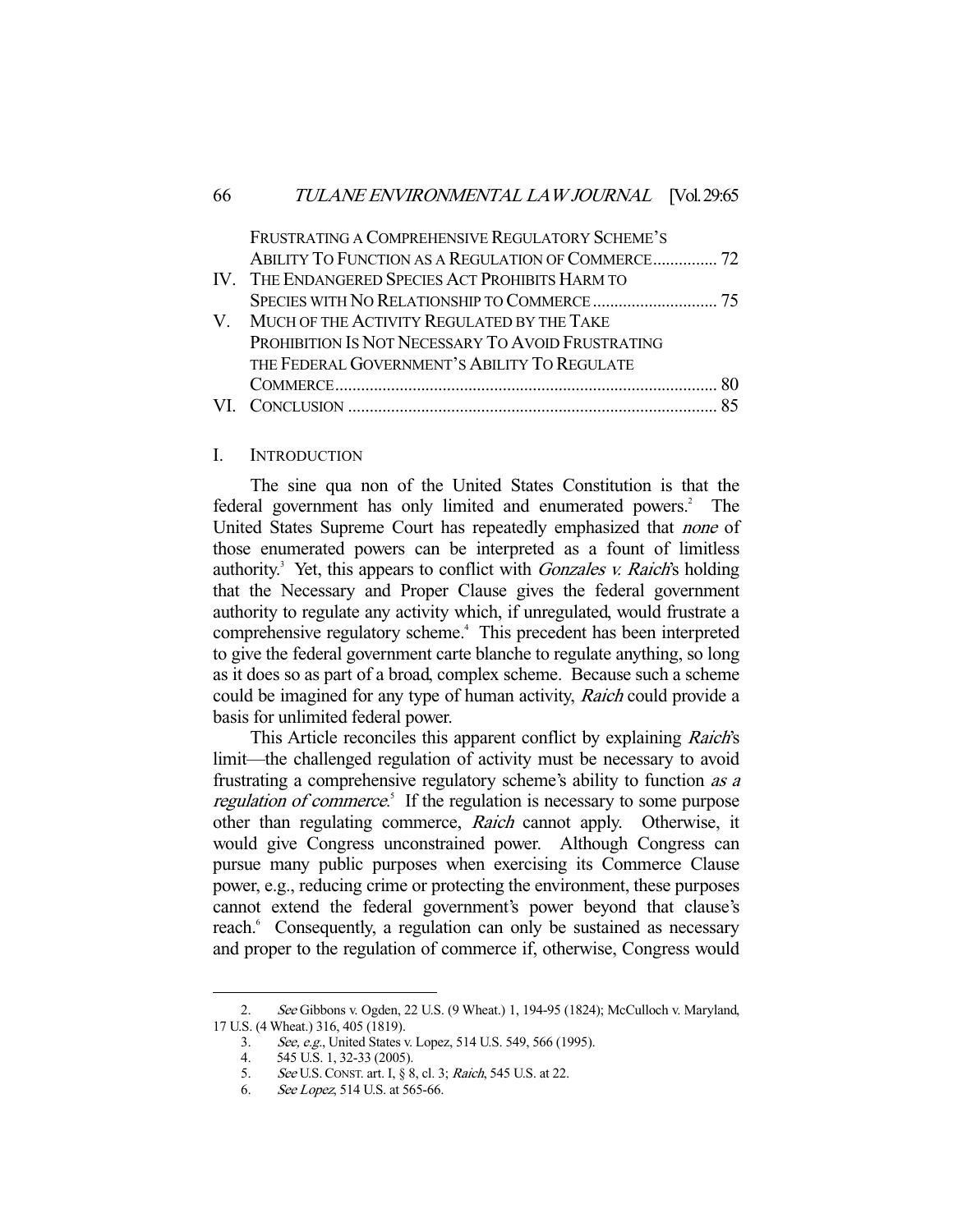FRUSTRATING A COMPREHENSIVE REGULATORY SCHEME'S ABILITY TO FUNCTION AS A REGULATION OF COMMERCE ............... 72

IV. THE ENDANGERED SPECIES ACT PROHIBITS HARM TO SPECIES WITH NO RELATIONSHIP TO COMMERCE ............................ 75

V. MUCH OF THE ACTIVITY REGULATED BY THE TAKE PROHIBITION IS NOT NECESSARY TO AVOID FRUSTRATING THE FEDERAL GOVERNMENT'S ABILITY TO REGULATE COMMERCE ........................................................................................ 80

VI. CONCLUSION ..................................................................................... 85

## I. INTRODUCTION

The sine qua non of the United States Constitution is that the federal government has only limited and enumerated powers.[2] The United States Supreme Court has repeatedly emphasized that *none* of those enumerated powers can be interpreted as a fount of limitless authority.[3] Yet, this appears to conflict with *Gonzales v. Raich*'s holding that the Necessary and Proper Clause gives the federal government authority to regulate any activity which, if unregulated, would frustrate a comprehensive regulatory scheme.[4] This precedent has been interpreted to give the federal government carte blanche to regulate anything, so long as it does so as part of a broad, complex scheme. Because such a scheme could be imagined for any type of human activity, *Raich* could provide a basis for unlimited federal power.

This Article reconciles this apparent conflict by explaining *Raich*'s limit—the challenged regulation of activity must be necessary to avoid frustrating a comprehensive regulatory scheme's ability to function *as a regulation of commerce*.[5] If the regulation is necessary to some purpose other than regulating commerce, *Raich* cannot apply. Otherwise, it would give Congress unconstrained power. Although Congress can pursue many public purposes when exercising its Commerce Clause power, e.g., reducing crime or protecting the environment, these purposes cannot extend the federal government's power beyond that clause's reach.[6] Consequently, a regulation can only be sustained as necessary and proper to the regulation of commerce if, otherwise, Congress would

---

2. *See* Gibbons v. Ogden, 22 U.S. (9 Wheat.) 1, 194-95 (1824); McCulloch v. Maryland, 17 U.S. (4 Wheat.) 316, 405 (1819).

3. *See, e.g.*, United States v. Lopez, 514 U.S. 549, 566 (1995).

4. 545 U.S. 1, 32-33 (2005).

5. *See* U.S. CONST. art. I, § 8, cl. 3; *Raich*, 545 U.S. at 22.

6. *See Lopez*, 514 U.S. at 565-66.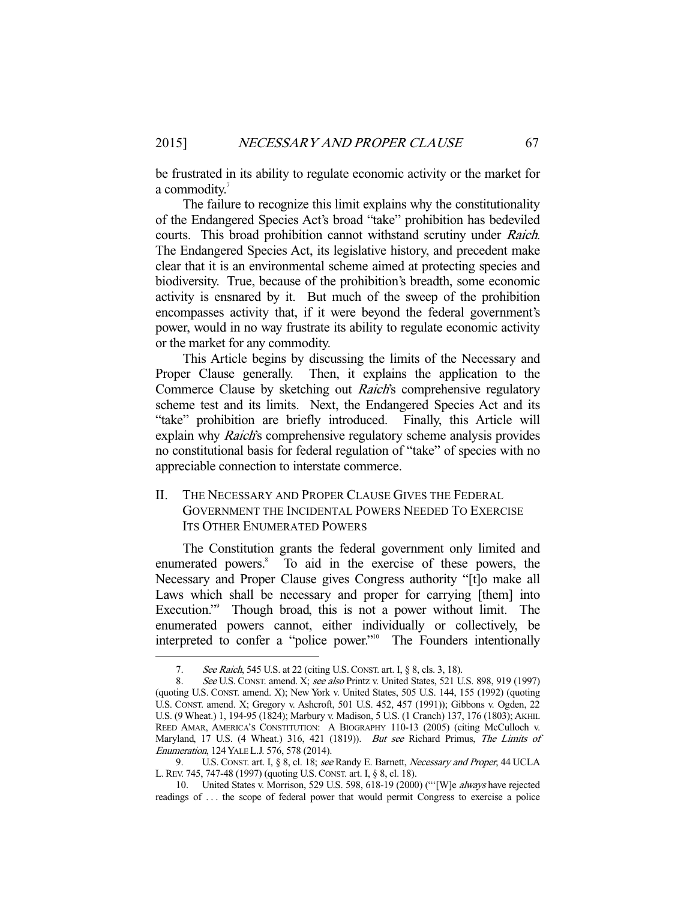be frustrated in its ability to regulate economic activity or the market for a commodity.[7]

The failure to recognize this limit explains why the constitutionality of the Endangered Species Act's broad "take" prohibition has bedeviled courts. This broad prohibition cannot withstand scrutiny under *Raich*. The Endangered Species Act, its legislative history, and precedent make clear that it is an environmental scheme aimed at protecting species and biodiversity. True, because of the prohibition's breadth, some economic activity is ensnared by it. But much of the sweep of the prohibition encompasses activity that, if it were beyond the federal government's power, would in no way frustrate its ability to regulate economic activity or the market for any commodity.

This Article begins by discussing the limits of the Necessary and Proper Clause generally. Then, it explains the application to the Commerce Clause by sketching out *Raich*'s comprehensive regulatory scheme test and its limits. Next, the Endangered Species Act and its "take" prohibition are briefly introduced. Finally, this Article will explain why *Raich*'s comprehensive regulatory scheme analysis provides no constitutional basis for federal regulation of "take" of species with no appreciable connection to interstate commerce.

## II. THE NECESSARY AND PROPER CLAUSE GIVES THE FEDERAL GOVERNMENT THE INCIDENTAL POWERS NEEDED TO EXERCISE ITS OTHER ENUMERATED POWERS

The Constitution grants the federal government only limited and enumerated powers.[8] To aid in the exercise of these powers, the Necessary and Proper Clause gives Congress authority "[t]o make all Laws which shall be necessary and proper for carrying [them] into Execution."[9] Though broad, this is not a power without limit. The enumerated powers cannot, either individually or collectively, be interpreted to confer a "police power."[10] The Founders intentionally

---

7. *See Raich*, 545 U.S. at 22 (citing U.S. CONST. art. I, § 8, cls. 3, 18).

8. *See* U.S. CONST. amend. X; *see also* Printz v. United States, 521 U.S. 898, 919 (1997) (quoting U.S. CONST. amend. X); New York v. United States, 505 U.S. 144, 155 (1992) (quoting U.S. CONST. amend. X; Gregory v. Ashcroft, 501 U.S. 452, 457 (1991)); Gibbons v. Ogden, 22 U.S. (9 Wheat.) 1, 194-95 (1824); Marbury v. Madison, 5 U.S. (1 Cranch) 137, 176 (1803); AKHIL REED AMAR, AMERICA'S CONSTITUTION: A BIOGRAPHY 110-13 (2005) (citing McCulloch v. Maryland, 17 U.S. (4 Wheat.) 316, 421 (1819)). *But see* Richard Primus, *The Limits of Enumeration*, 124 YALE L.J. 576, 578 (2014).

9. U.S. CONST. art. I, § 8, cl. 18; *see* Randy E. Barnett, *Necessary and Proper*, 44 UCLA L. REV. 745, 747-48 (1997) (quoting U.S. CONST. art. I, § 8, cl. 18).

10. United States v. Morrison, 529 U.S. 598, 618-19 (2000) ("'[W]e *always* have rejected readings of . . . the scope of federal power that would permit Congress to exercise a police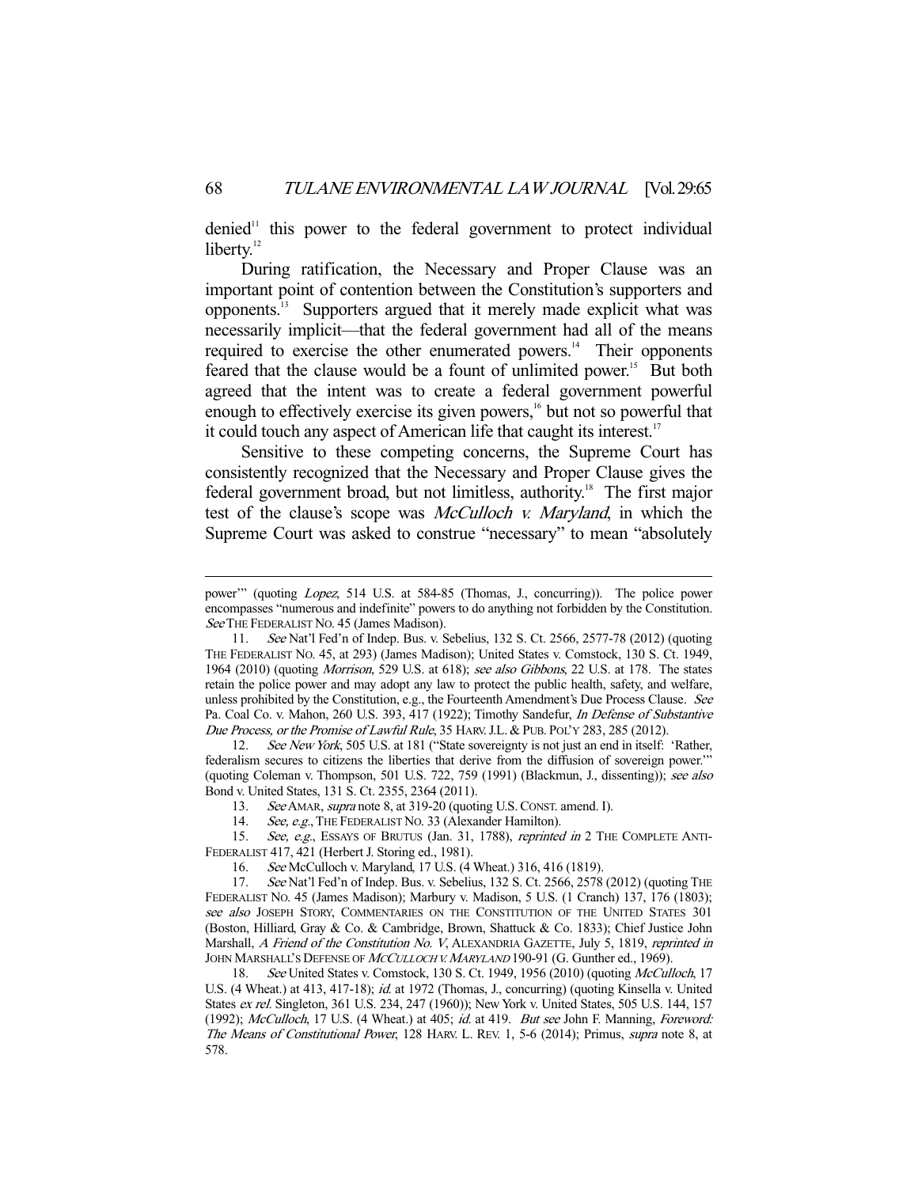denied[11] this power to the federal government to protect individual liberty.[12]

During ratification, the Necessary and Proper Clause was an important point of contention between the Constitution's supporters and opponents.[13] Supporters argued that it merely made explicit what was necessarily implicit—that the federal government had all of the means required to exercise the other enumerated powers.[14] Their opponents feared that the clause would be a fount of unlimited power.[15] But both agreed that the intent was to create a federal government powerful enough to effectively exercise its given powers,[16] but not so powerful that it could touch any aspect of American life that caught its interest.[17]

Sensitive to these competing concerns, the Supreme Court has consistently recognized that the Necessary and Proper Clause gives the federal government broad, but not limitless, authority.[18] The first major test of the clause's scope was *McCulloch v. Maryland*, in which the Supreme Court was asked to construe "necessary" to mean "absolutely

---

power'" (quoting *Lopez*, 514 U.S. at 584-85 (Thomas, J., concurring)). The police power encompasses "numerous and indefinite" powers to do anything not forbidden by the Constitution. *See* THE FEDERALIST NO. 45 (James Madison).

11. *See* Nat'l Fed'n of Indep. Bus. v. Sebelius, 132 S. Ct. 2566, 2577-78 (2012) (quoting THE FEDERALIST NO. 45, at 293) (James Madison); United States v. Comstock, 130 S. Ct. 1949, 1964 (2010) (quoting *Morrison*, 529 U.S. at 618); *see also Gibbons*, 22 U.S. at 178. The states retain the police power and may adopt any law to protect the public health, safety, and welfare, unless prohibited by the Constitution, e.g., the Fourteenth Amendment's Due Process Clause. *See* Pa. Coal Co. v. Mahon, 260 U.S. 393, 417 (1922); Timothy Sandefur, *In Defense of Substantive Due Process, or the Promise of Lawful Rule*, 35 HARV. J.L. & PUB. POL'Y 283, 285 (2012).

12. *See New York*, 505 U.S. at 181 ("State sovereignty is not just an end in itself: 'Rather, federalism secures to citizens the liberties that derive from the diffusion of sovereign power.'" (quoting Coleman v. Thompson, 501 U.S. 722, 759 (1991) (Blackmun, J., dissenting)); *see also* Bond v. United States, 131 S. Ct. 2355, 2364 (2011).

13. *See* AMAR, *supra* note 8, at 319-20 (quoting U.S. CONST. amend. I).

14. *See, e.g.*, THE FEDERALIST NO. 33 (Alexander Hamilton).

15. *See, e.g.*, ESSAYS OF BRUTUS (Jan. 31, 1788), *reprinted in* 2 THE COMPLETE ANTI-FEDERALIST 417, 421 (Herbert J. Storing ed., 1981).

16. *See* McCulloch v. Maryland, 17 U.S. (4 Wheat.) 316, 416 (1819).

17. *See* Nat'l Fed'n of Indep. Bus. v. Sebelius, 132 S. Ct. 2566, 2578 (2012) (quoting THE FEDERALIST NO. 45 (James Madison); Marbury v. Madison, 5 U.S. (1 Cranch) 137, 176 (1803); *see also* JOSEPH STORY, COMMENTARIES ON THE CONSTITUTION OF THE UNITED STATES 301 (Boston, Hilliard, Gray & Co. & Cambridge, Brown, Shattuck & Co. 1833); Chief Justice John Marshall, *A Friend of the Constitution No. V*, ALEXANDRIA GAZETTE, July 5, 1819, *reprinted in* JOHN MARSHALL'S DEFENSE OF *MCCULLOCH V. MARYLAND* 190-91 (G. Gunther ed., 1969).

18. *See* United States v. Comstock, 130 S. Ct. 1949, 1956 (2010) (quoting *McCulloch*, 17 U.S. (4 Wheat.) at 413, 417-18); *id.* at 1972 (Thomas, J., concurring) (quoting Kinsella v. United States *ex rel.* Singleton, 361 U.S. 234, 247 (1960)); New York v. United States, 505 U.S. 144, 157 (1992); *McCulloch*, 17 U.S. (4 Wheat.) at 405; *id.* at 419. *But see* John F. Manning, *Foreword: The Means of Constitutional Power*, 128 HARV. L. REV. 1, 5-6 (2014); Primus, *supra* note 8, at 578.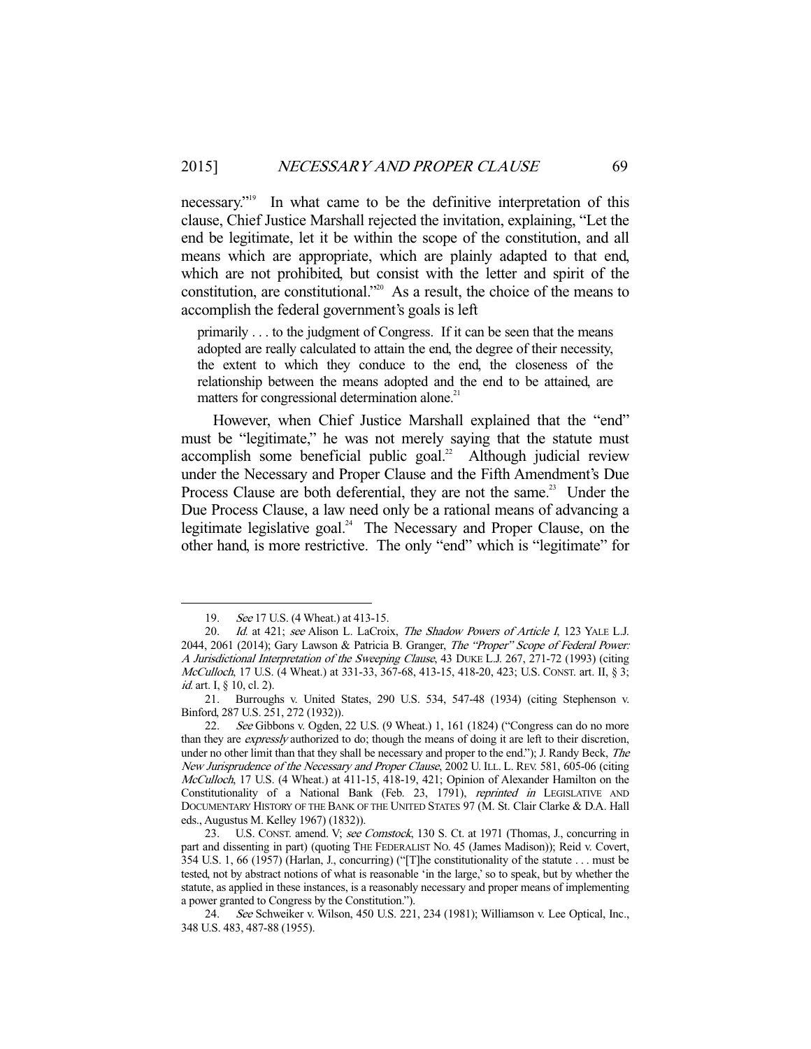necessary."[19] In what came to be the definitive interpretation of this clause, Chief Justice Marshall rejected the invitation, explaining, "Let the end be legitimate, let it be within the scope of the constitution, and all means which are appropriate, which are plainly adapted to that end, which are not prohibited, but consist with the letter and spirit of the constitution, are constitutional."[20] As a result, the choice of the means to accomplish the federal government's goals is left

> primarily . . . to the judgment of Congress. If it can be seen that the means adopted are really calculated to attain the end, the degree of their necessity, the extent to which they conduce to the end, the closeness of the relationship between the means adopted and the end to be attained, are matters for congressional determination alone.[21]

However, when Chief Justice Marshall explained that the "end" must be "legitimate," he was not merely saying that the statute must accomplish some beneficial public goal.[22] Although judicial review under the Necessary and Proper Clause and the Fifth Amendment's Due Process Clause are both deferential, they are not the same.[23] Under the Due Process Clause, a law need only be a rational means of advancing a legitimate legislative goal.[24] The Necessary and Proper Clause, on the other hand, is more restrictive. The only "end" which is "legitimate" for

---

19. *See* 17 U.S. (4 Wheat.) at 413-15.

20. *Id.* at 421; *see* Alison L. LaCroix, *The Shadow Powers of Article I*, 123 YALE L.J. 2044, 2061 (2014); Gary Lawson & Patricia B. Granger, *The "Proper" Scope of Federal Power: A Jurisdictional Interpretation of the Sweeping Clause*, 43 DUKE L.J. 267, 271-72 (1993) (citing *McCulloch*, 17 U.S. (4 Wheat.) at 331-33, 367-68, 413-15, 418-20, 423; U.S. CONST. art. II, § 3; *id.* art. I, § 10, cl. 2).

21. Burroughs v. United States, 290 U.S. 534, 547-48 (1934) (citing Stephenson v. Binford, 287 U.S. 251, 272 (1932)).

22. *See* Gibbons v. Ogden, 22 U.S. (9 Wheat.) 1, 161 (1824) ("Congress can do no more than they are *expressly* authorized to do; though the means of doing it are left to their discretion, under no other limit than that they shall be necessary and proper to the end."); J. Randy Beck, *The New Jurisprudence of the Necessary and Proper Clause*, 2002 U. ILL. L. REV. 581, 605-06 (citing *McCulloch*, 17 U.S. (4 Wheat.) at 411-15, 418-19, 421; Opinion of Alexander Hamilton on the Constitutionality of a National Bank (Feb. 23, 1791), *reprinted in* LEGISLATIVE AND DOCUMENTARY HISTORY OF THE BANK OF THE UNITED STATES 97 (M. St. Clair Clarke & D.A. Hall eds., Augustus M. Kelley 1967) (1832)).

23. U.S. CONST. amend. V; *see Comstock*, 130 S. Ct. at 1971 (Thomas, J., concurring in part and dissenting in part) (quoting THE FEDERALIST NO. 45 (James Madison)); Reid v. Covert, 354 U.S. 1, 66 (1957) (Harlan, J., concurring) ("[T]he constitutionality of the statute . . . must be tested, not by abstract notions of what is reasonable 'in the large,' so to speak, but by whether the statute, as applied in these instances, is a reasonably necessary and proper means of implementing a power granted to Congress by the Constitution.").

24. *See* Schweiker v. Wilson, 450 U.S. 221, 234 (1981); Williamson v. Lee Optical, Inc., 348 U.S. 483, 487-88 (1955).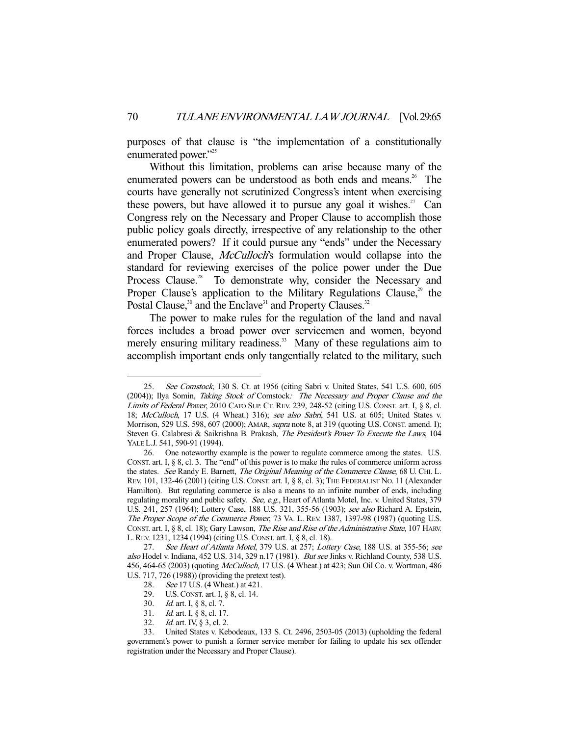purposes of that clause is "the implementation of a constitutionally enumerated power."[25]

Without this limitation, problems can arise because many of the enumerated powers can be understood as both ends and means.[26] The courts have generally not scrutinized Congress's intent when exercising these powers, but have allowed it to pursue any goal it wishes.[27] Can Congress rely on the Necessary and Proper Clause to accomplish those public policy goals directly, irrespective of any relationship to the other enumerated powers? If it could pursue any "ends" under the Necessary and Proper Clause, *McCulloch*'s formulation would collapse into the standard for reviewing exercises of the police power under the Due Process Clause.[28] To demonstrate why, consider the Necessary and Proper Clause's application to the Military Regulations Clause,[29] the Postal Clause,[30] and the Enclave[31] and Property Clauses.[32]

The power to make rules for the regulation of the land and naval forces includes a broad power over servicemen and women, beyond merely ensuring military readiness.[33] Many of these regulations aim to accomplish important ends only tangentially related to the military, such

---

25. *See Comstock*, 130 S. Ct. at 1956 (citing Sabri v. United States, 541 U.S. 600, 605 (2004)); Ilya Somin, *Taking Stock of* Comstock*: The Necessary and Proper Clause and the Limits of Federal Power*, 2010 CATO SUP. CT. REV. 239, 248-52 (citing U.S. CONST. art. I, § 8, cl. 18; *McCulloch*, 17 U.S. (4 Wheat.) 316); *see also Sabri*, 541 U.S. at 605; United States v. Morrison, 529 U.S. 598, 607 (2000); AMAR, *supra* note 8, at 319 (quoting U.S. CONST. amend. I); Steven G. Calabresi & Saikrishna B. Prakash, *The President's Power To Execute the Laws*, 104 YALE L.J. 541, 590-91 (1994).

26. One noteworthy example is the power to regulate commerce among the states. U.S. CONST. art. I, § 8, cl. 3. The "end" of this power is to make the rules of commerce uniform across the states. *See* Randy E. Barnett, *The Original Meaning of the Commerce Clause*, 68 U. CHI. L. REV. 101, 132-46 (2001) (citing U.S. CONST. art. I, § 8, cl. 3); THE FEDERALIST NO. 11 (Alexander Hamilton). But regulating commerce is also a means to an infinite number of ends, including regulating morality and public safety. *See, e.g.*, Heart of Atlanta Motel, Inc. v. United States, 379 U.S. 241, 257 (1964); Lottery Case, 188 U.S. 321, 355-56 (1903); *see also* Richard A. Epstein, *The Proper Scope of the Commerce Power*, 73 VA. L. REV. 1387, 1397-98 (1987) (quoting U.S. CONST. art. I, § 8, cl. 18); Gary Lawson, *The Rise and Rise of the Administrative State*, 107 HARV. L. REV. 1231, 1234 (1994) (citing U.S. CONST. art. I, § 8, cl. 18).

27. *See Heart of Atlanta Motel*, 379 U.S. at 257; *Lottery Case*, 188 U.S. at 355-56; *see also* Hodel v. Indiana, 452 U.S. 314, 329 n.17 (1981). *But see* Jinks v. Richland County, 538 U.S. 456, 464-65 (2003) (quoting *McCulloch*, 17 U.S. (4 Wheat.) at 423; Sun Oil Co. v. Wortman, 486 U.S. 717, 726 (1988)) (providing the pretext test).

28. *See* 17 U.S. (4 Wheat.) at 421.

29. U.S. CONST. art. I, § 8, cl. 14.

30. *Id.* art. I, § 8, cl. 7.

31. *Id.* art. I, § 8, cl. 17.

32. *Id.* art. IV, § 3, cl. 2.

33. United States v. Kebodeaux, 133 S. Ct. 2496, 2503-05 (2013) (upholding the federal government's power to punish a former service member for failing to update his sex offender registration under the Necessary and Proper Clause).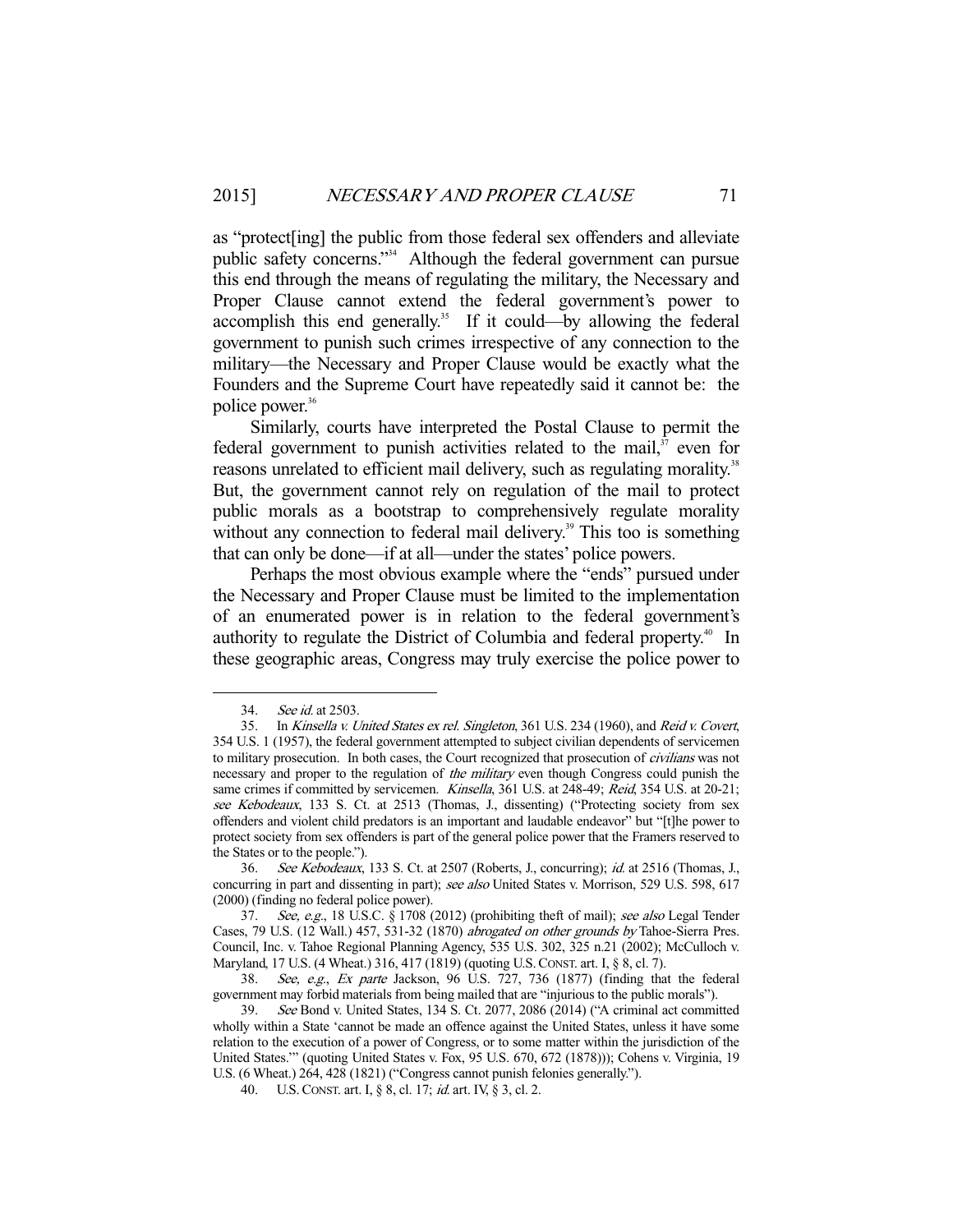as "protect[ing] the public from those federal sex offenders and alleviate public safety concerns."[34] Although the federal government can pursue this end through the means of regulating the military, the Necessary and Proper Clause cannot extend the federal government's power to accomplish this end generally.[35] If it could—by allowing the federal government to punish such crimes irrespective of any connection to the military—the Necessary and Proper Clause would be exactly what the Founders and the Supreme Court have repeatedly said it cannot be: the police power.[36]

Similarly, courts have interpreted the Postal Clause to permit the federal government to punish activities related to the mail,[37] even for reasons unrelated to efficient mail delivery, such as regulating morality.[38] But, the government cannot rely on regulation of the mail to protect public morals as a bootstrap to comprehensively regulate morality without any connection to federal mail delivery.[39] This too is something that can only be done—if at all—under the states' police powers.

Perhaps the most obvious example where the "ends" pursued under the Necessary and Proper Clause must be limited to the implementation of an enumerated power is in relation to the federal government's authority to regulate the District of Columbia and federal property.[40] In these geographic areas, Congress may truly exercise the police power to

---

34. *See id.* at 2503.

35. In *Kinsella v. United States ex rel. Singleton*, 361 U.S. 234 (1960), and *Reid v. Covert*, 354 U.S. 1 (1957), the federal government attempted to subject civilian dependents of servicemen to military prosecution. In both cases, the Court recognized that prosecution of *civilians* was not necessary and proper to the regulation of *the military* even though Congress could punish the same crimes if committed by servicemen. *Kinsella*, 361 U.S. at 248-49; *Reid*, 354 U.S. at 20-21; *see Kebodeaux*, 133 S. Ct. at 2513 (Thomas, J., dissenting) ("Protecting society from sex offenders and violent child predators is an important and laudable endeavor" but "[t]he power to protect society from sex offenders is part of the general police power that the Framers reserved to the States or to the people.").

36. *See Kebodeaux*, 133 S. Ct. at 2507 (Roberts, J., concurring); *id.* at 2516 (Thomas, J., concurring in part and dissenting in part); *see also* United States v. Morrison, 529 U.S. 598, 617 (2000) (finding no federal police power).

37. *See, e.g.*, 18 U.S.C. § 1708 (2012) (prohibiting theft of mail); *see also* Legal Tender Cases, 79 U.S. (12 Wall.) 457, 531-32 (1870) *abrogated on other grounds by* Tahoe-Sierra Pres. Council, Inc. v. Tahoe Regional Planning Agency, 535 U.S. 302, 325 n.21 (2002); McCulloch v. Maryland, 17 U.S. (4 Wheat.) 316, 417 (1819) (quoting U.S. CONST. art. I, § 8, cl. 7).

38. *See, e.g.*, *Ex parte* Jackson, 96 U.S. 727, 736 (1877) (finding that the federal government may forbid materials from being mailed that are "injurious to the public morals").

39. *See* Bond v. United States, 134 S. Ct. 2077, 2086 (2014) ("A criminal act committed wholly within a State 'cannot be made an offence against the United States, unless it have some relation to the execution of a power of Congress, or to some matter within the jurisdiction of the United States.'" (quoting United States v. Fox, 95 U.S. 670, 672 (1878))); Cohens v. Virginia, 19 U.S. (6 Wheat.) 264, 428 (1821) ("Congress cannot punish felonies generally.").

40. U.S. CONST. art. I, § 8, cl. 17; *id.* art. IV, § 3, cl. 2.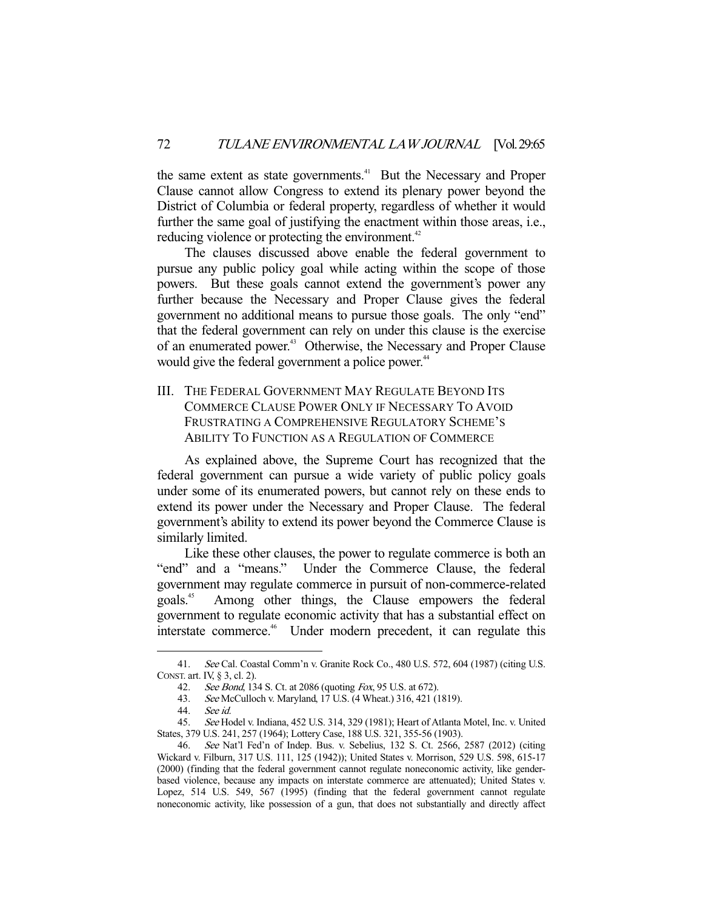the same extent as state governments.[41] But the Necessary and Proper Clause cannot allow Congress to extend its plenary power beyond the District of Columbia or federal property, regardless of whether it would further the same goal of justifying the enactment within those areas, i.e., reducing violence or protecting the environment.[42]

The clauses discussed above enable the federal government to pursue any public policy goal while acting within the scope of those powers. But these goals cannot extend the government's power any further because the Necessary and Proper Clause gives the federal government no additional means to pursue those goals. The only "end" that the federal government can rely on under this clause is the exercise of an enumerated power.[43] Otherwise, the Necessary and Proper Clause would give the federal government a police power.[44]

## III. The Federal Government May Regulate Beyond Its Commerce Clause Power Only if Necessary To Avoid Frustrating a Comprehensive Regulatory Scheme's Ability To Function as a Regulation of Commerce

As explained above, the Supreme Court has recognized that the federal government can pursue a wide variety of public policy goals under some of its enumerated powers, but cannot rely on these ends to extend its power under the Necessary and Proper Clause. The federal government's ability to extend its power beyond the Commerce Clause is similarly limited.

Like these other clauses, the power to regulate commerce is both an "end" and a "means." Under the Commerce Clause, the federal government may regulate commerce in pursuit of non-commerce-related goals.[45] Among other things, the Clause empowers the federal government to regulate economic activity that has a substantial effect on interstate commerce.[46] Under modern precedent, it can regulate this

---

41. *See* Cal. Coastal Comm'n v. Granite Rock Co., 480 U.S. 572, 604 (1987) (citing U.S. Const. art. IV, § 3, cl. 2).

42. *See Bond*, 134 S. Ct. at 2086 (quoting *Fox*, 95 U.S. at 672).

43. *See* McCulloch v. Maryland, 17 U.S. (4 Wheat.) 316, 421 (1819).

44. *See id.*

45. *See* Hodel v. Indiana, 452 U.S. 314, 329 (1981); Heart of Atlanta Motel, Inc. v. United States, 379 U.S. 241, 257 (1964); Lottery Case, 188 U.S. 321, 355-56 (1903).

46. *See* Nat'l Fed'n of Indep. Bus. v. Sebelius, 132 S. Ct. 2566, 2587 (2012) (citing Wickard v. Filburn, 317 U.S. 111, 125 (1942)); United States v. Morrison, 529 U.S. 598, 615-17 (2000) (finding that the federal government cannot regulate noneconomic activity, like gender-based violence, because any impacts on interstate commerce are attenuated); United States v. Lopez, 514 U.S. 549, 567 (1995) (finding that the federal government cannot regulate noneconomic activity, like possession of a gun, that does not substantially and directly affect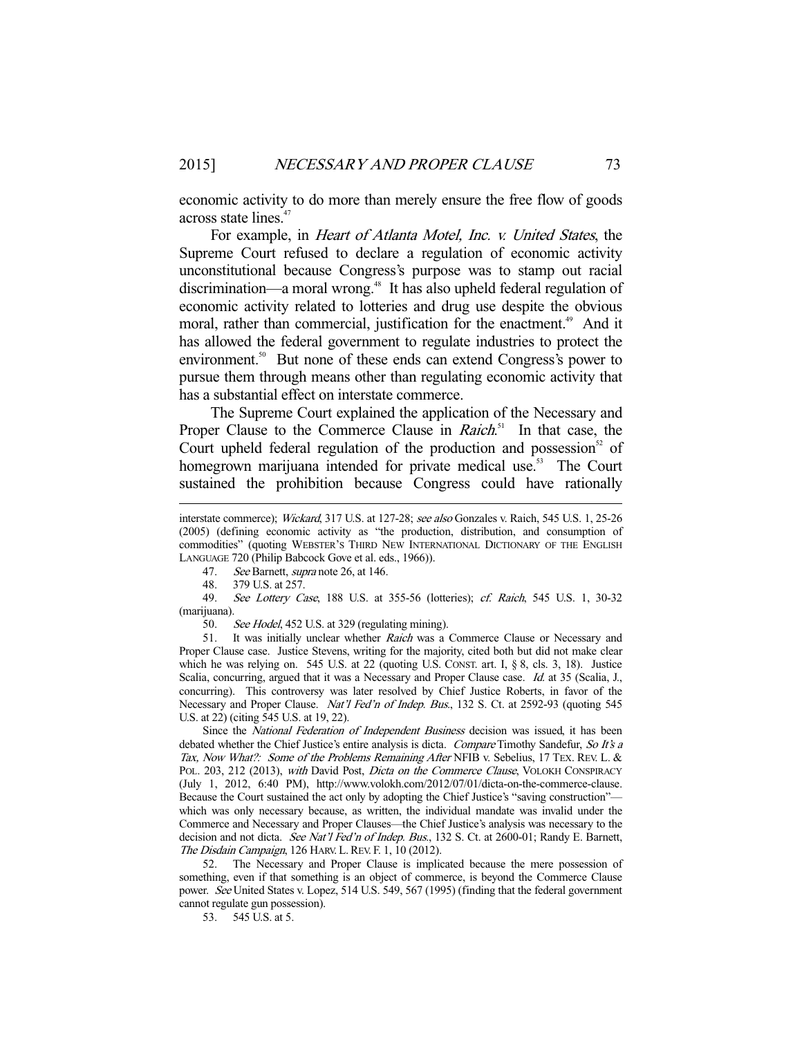economic activity to do more than merely ensure the free flow of goods across state lines.[47]

For example, in *Heart of Atlanta Motel, Inc. v. United States*, the Supreme Court refused to declare a regulation of economic activity unconstitutional because Congress's purpose was to stamp out racial discrimination—a moral wrong.[48] It has also upheld federal regulation of economic activity related to lotteries and drug use despite the obvious moral, rather than commercial, justification for the enactment.[49] And it has allowed the federal government to regulate industries to protect the environment.[50] But none of these ends can extend Congress's power to pursue them through means other than regulating economic activity that has a substantial effect on interstate commerce.

The Supreme Court explained the application of the Necessary and Proper Clause to the Commerce Clause in *Raich*.[51] In that case, the Court upheld federal regulation of the production and possession[52] of homegrown marijuana intended for private medical use.[53] The Court sustained the prohibition because Congress could have rationally

---

interstate commerce); *Wickard*, 317 U.S. at 127-28; *see also* Gonzales v. Raich, 545 U.S. 1, 25-26 (2005) (defining economic activity as "the production, distribution, and consumption of commodities" (quoting WEBSTER'S THIRD NEW INTERNATIONAL DICTIONARY OF THE ENGLISH LANGUAGE 720 (Philip Babcock Gove et al. eds., 1966)).

47. *See* Barnett, *supra* note 26, at 146.

48. 379 U.S. at 257.

49. *See Lottery Case*, 188 U.S. at 355-56 (lotteries); *cf. Raich*, 545 U.S. 1, 30-32 (marijuana).

50. *See Hodel*, 452 U.S. at 329 (regulating mining).

51. It was initially unclear whether *Raich* was a Commerce Clause or Necessary and Proper Clause case. Justice Stevens, writing for the majority, cited both but did not make clear which he was relying on. 545 U.S. at 22 (quoting U.S. CONST. art. I, § 8, cls. 3, 18). Justice Scalia, concurring, argued that it was a Necessary and Proper Clause case. *Id.* at 35 (Scalia, J., concurring). This controversy was later resolved by Chief Justice Roberts, in favor of the Necessary and Proper Clause. *Nat'l Fed'n of Indep. Bus.*, 132 S. Ct. at 2592-93 (quoting 545 U.S. at 22) (citing 545 U.S. at 19, 22).

Since the *National Federation of Independent Business* decision was issued, it has been debated whether the Chief Justice's entire analysis is dicta. *Compare* Timothy Sandefur, *So It's a Tax, Now What?: Some of the Problems Remaining After* NFIB v. Sebelius, 17 TEX. REV. L. & POL. 203, 212 (2013), *with* David Post, *Dicta on the Commerce Clause*, VOLOKH CONSPIRACY (July 1, 2012, 6:40 PM), http://www.volokh.com/2012/07/01/dicta-on-the-commerce-clause. Because the Court sustained the act only by adopting the Chief Justice's "saving construction"—which was only necessary because, as written, the individual mandate was invalid under the Commerce and Necessary and Proper Clauses—the Chief Justice's analysis was necessary to the decision and not dicta. *See Nat'l Fed'n of Indep. Bus.*, 132 S. Ct. at 2600-01; Randy E. Barnett, *The Disdain Campaign*, 126 HARV. L. REV. F. 1, 10 (2012).

52. The Necessary and Proper Clause is implicated because the mere possession of something, even if that something is an object of commerce, is beyond the Commerce Clause power. *See* United States v. Lopez, 514 U.S. 549, 567 (1995) (finding that the federal government cannot regulate gun possession).

53. 545 U.S. at 5.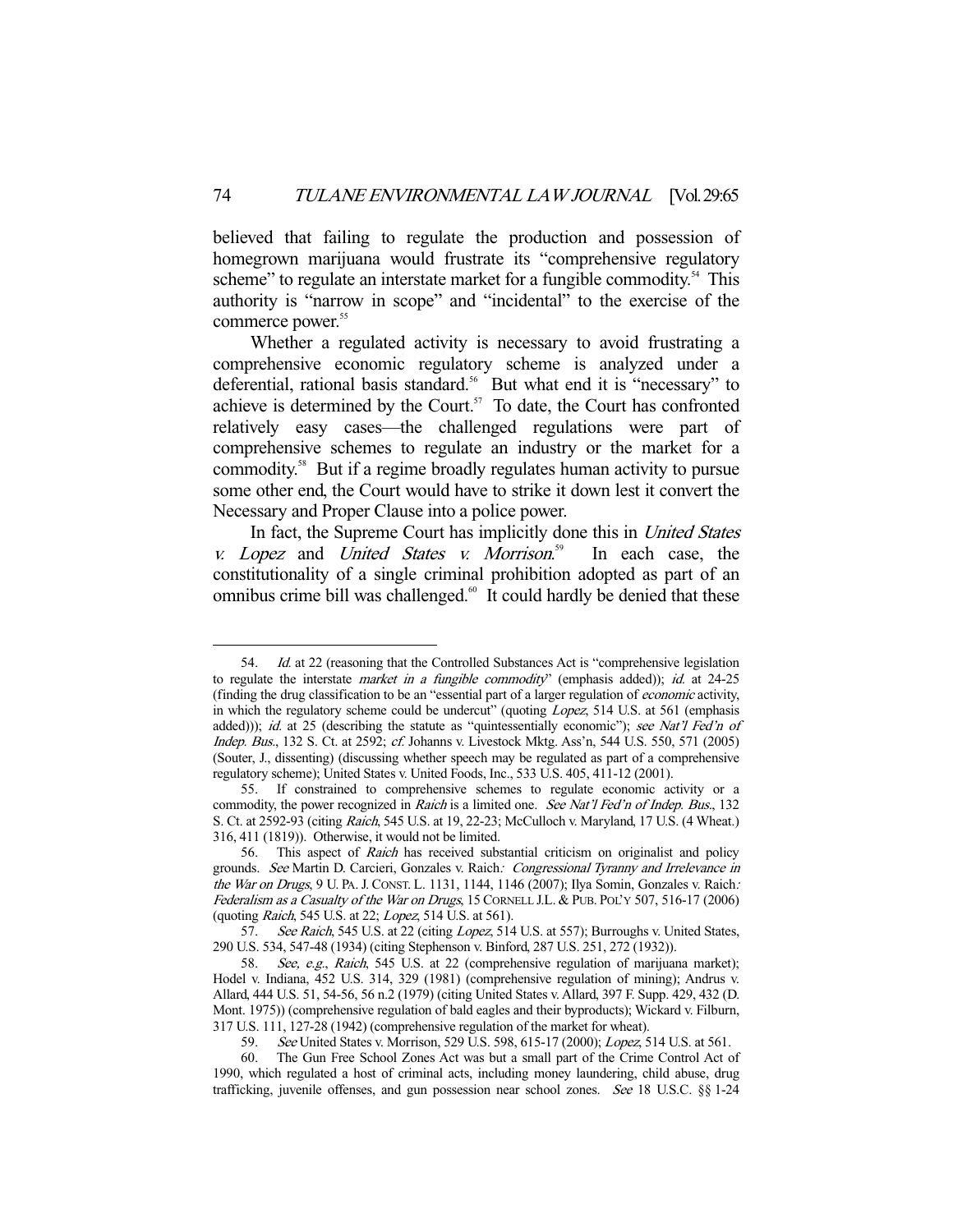believed that failing to regulate the production and possession of homegrown marijuana would frustrate its "comprehensive regulatory scheme" to regulate an interstate market for a fungible commodity.[54] This authority is "narrow in scope" and "incidental" to the exercise of the commerce power.[55]

Whether a regulated activity is necessary to avoid frustrating a comprehensive economic regulatory scheme is analyzed under a deferential, rational basis standard.[56] But what end it is "necessary" to achieve is determined by the Court.[57] To date, the Court has confronted relatively easy cases—the challenged regulations were part of comprehensive schemes to regulate an industry or the market for a commodity.[58] But if a regime broadly regulates human activity to pursue some other end, the Court would have to strike it down lest it convert the Necessary and Proper Clause into a police power.

In fact, the Supreme Court has implicitly done this in *United States v. Lopez* and *United States v. Morrison*.[59] In each case, the constitutionality of a single criminal prohibition adopted as part of an omnibus crime bill was challenged.[60] It could hardly be denied that these

---

54. *Id.* at 22 (reasoning that the Controlled Substances Act is "comprehensive legislation to regulate the interstate *market in a fungible commodity*" (emphasis added)); *id.* at 24-25 (finding the drug classification to be an "essential part of a larger regulation of *economic* activity, in which the regulatory scheme could be undercut" (quoting *Lopez*, 514 U.S. at 561 (emphasis added))); *id.* at 25 (describing the statute as "quintessentially economic"); *see Nat'l Fed'n of Indep. Bus.*, 132 S. Ct. at 2592; *cf.* Johanns v. Livestock Mktg. Ass'n, 544 U.S. 550, 571 (2005) (Souter, J., dissenting) (discussing whether speech may be regulated as part of a comprehensive regulatory scheme); United States v. United Foods, Inc., 533 U.S. 405, 411-12 (2001).

55. If constrained to comprehensive schemes to regulate economic activity or a commodity, the power recognized in *Raich* is a limited one. *See Nat'l Fed'n of Indep. Bus.*, 132 S. Ct. at 2592-93 (citing *Raich*, 545 U.S. at 19, 22-23; McCulloch v. Maryland, 17 U.S. (4 Wheat.) 316, 411 (1819)). Otherwise, it would not be limited.

56. This aspect of *Raich* has received substantial criticism on originalist and policy grounds. *See* Martin D. Carcieri, Gonzales v. Raich*: Congressional Tyranny and Irrelevance in the War on Drugs*, 9 U. PA. J. CONST. L. 1131, 1144, 1146 (2007); Ilya Somin, Gonzales v. Raich*: Federalism as a Casualty of the War on Drugs*, 15 CORNELL J.L. & PUB. POL'Y 507, 516-17 (2006) (quoting *Raich*, 545 U.S. at 22; *Lopez*, 514 U.S. at 561).

57. *See Raich*, 545 U.S. at 22 (citing *Lopez*, 514 U.S. at 557); Burroughs v. United States, 290 U.S. 534, 547-48 (1934) (citing Stephenson v. Binford, 287 U.S. 251, 272 (1932)).

58. *See, e.g.*, *Raich*, 545 U.S. at 22 (comprehensive regulation of marijuana market); Hodel v. Indiana, 452 U.S. 314, 329 (1981) (comprehensive regulation of mining); Andrus v. Allard, 444 U.S. 51, 54-56, 56 n.2 (1979) (citing United States v. Allard, 397 F. Supp. 429, 432 (D. Mont. 1975)) (comprehensive regulation of bald eagles and their byproducts); Wickard v. Filburn, 317 U.S. 111, 127-28 (1942) (comprehensive regulation of the market for wheat).

59. *See* United States v. Morrison, 529 U.S. 598, 615-17 (2000); *Lopez*, 514 U.S. at 561.

60. The Gun Free School Zones Act was but a small part of the Crime Control Act of 1990, which regulated a host of criminal acts, including money laundering, child abuse, drug trafficking, juvenile offenses, and gun possession near school zones. *See* 18 U.S.C. §§ 1-24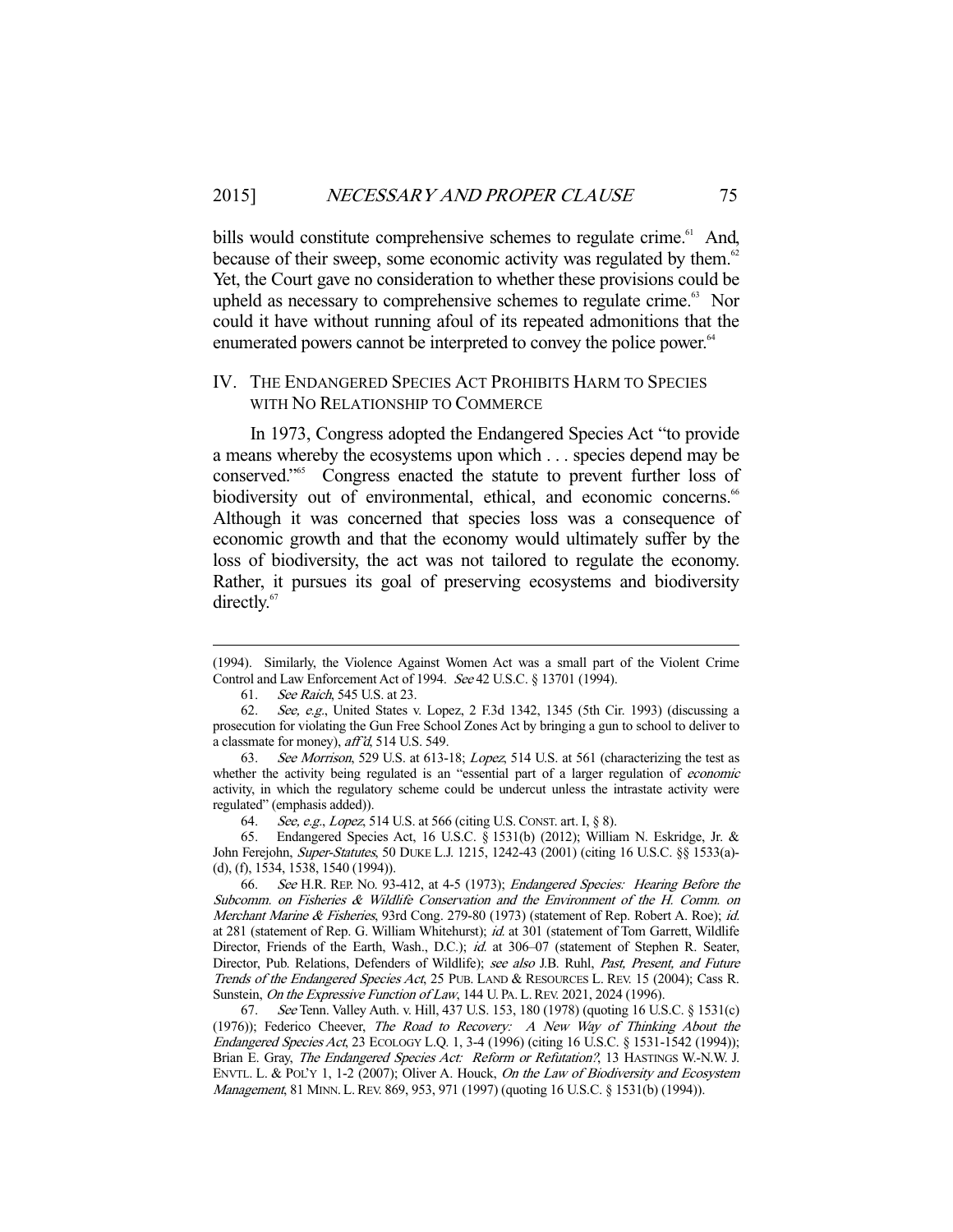bills would constitute comprehensive schemes to regulate crime.[61] And, because of their sweep, some economic activity was regulated by them.[62] Yet, the Court gave no consideration to whether these provisions could be upheld as necessary to comprehensive schemes to regulate crime.[63] Nor could it have without running afoul of its repeated admonitions that the enumerated powers cannot be interpreted to convey the police power.[64]

## IV. THE ENDANGERED SPECIES ACT PROHIBITS HARM TO SPECIES WITH NO RELATIONSHIP TO COMMERCE

In 1973, Congress adopted the Endangered Species Act "to provide a means whereby the ecosystems upon which . . . species depend may be conserved."[65] Congress enacted the statute to prevent further loss of biodiversity out of environmental, ethical, and economic concerns.[66] Although it was concerned that species loss was a consequence of economic growth and that the economy would ultimately suffer by the loss of biodiversity, the act was not tailored to regulate the economy. Rather, it pursues its goal of preserving ecosystems and biodiversity directly.[67]

---

(1994). Similarly, the Violence Against Women Act was a small part of the Violent Crime Control and Law Enforcement Act of 1994. *See* 42 U.S.C. § 13701 (1994).

61. *See Raich*, 545 U.S. at 23.

62. *See, e.g.*, United States v. Lopez, 2 F.3d 1342, 1345 (5th Cir. 1993) (discussing a prosecution for violating the Gun Free School Zones Act by bringing a gun to school to deliver to a classmate for money), *aff'd*, 514 U.S. 549.

63. *See Morrison*, 529 U.S. at 613-18; *Lopez*, 514 U.S. at 561 (characterizing the test as whether the activity being regulated is an "essential part of a larger regulation of *economic* activity, in which the regulatory scheme could be undercut unless the intrastate activity were regulated" (emphasis added)).

64. *See, e.g.*, *Lopez*, 514 U.S. at 566 (citing U.S. CONST. art. I, § 8).

65. Endangered Species Act, 16 U.S.C. § 1531(b) (2012); William N. Eskridge, Jr. & John Ferejohn, *Super-Statutes*, 50 DUKE L.J. 1215, 1242-43 (2001) (citing 16 U.S.C. §§ 1533(a)-(d), (f), 1534, 1538, 1540 (1994)).

66. *See* H.R. REP. NO. 93-412, at 4-5 (1973); *Endangered Species: Hearing Before the Subcomm. on Fisheries & Wildlife Conservation and the Environment of the H. Comm. on Merchant Marine & Fisheries*, 93rd Cong. 279-80 (1973) (statement of Rep. Robert A. Roe); *id.* at 281 (statement of Rep. G. William Whitehurst); *id.* at 301 (statement of Tom Garrett, Wildlife Director, Friends of the Earth, Wash., D.C.); *id.* at 306–07 (statement of Stephen R. Seater, Director, Pub. Relations, Defenders of Wildlife); *see also* J.B. Ruhl, *Past, Present, and Future Trends of the Endangered Species Act*, 25 PUB. LAND & RESOURCES L. REV. 15 (2004); Cass R. Sunstein, *On the Expressive Function of Law*, 144 U. PA. L. REV. 2021, 2024 (1996).

67. *See* Tenn. Valley Auth. v. Hill, 437 U.S. 153, 180 (1978) (quoting 16 U.S.C. § 1531(c) (1976)); Federico Cheever, *The Road to Recovery: A New Way of Thinking About the Endangered Species Act*, 23 ECOLOGY L.Q. 1, 3-4 (1996) (citing 16 U.S.C. § 1531-1542 (1994)); Brian E. Gray, *The Endangered Species Act: Reform or Refutation?*, 13 HASTINGS W.-N.W. J. ENVTL. L. & POL'Y 1, 1-2 (2007); Oliver A. Houck, *On the Law of Biodiversity and Ecosystem Management*, 81 MINN. L. REV. 869, 953, 971 (1997) (quoting 16 U.S.C. § 1531(b) (1994)).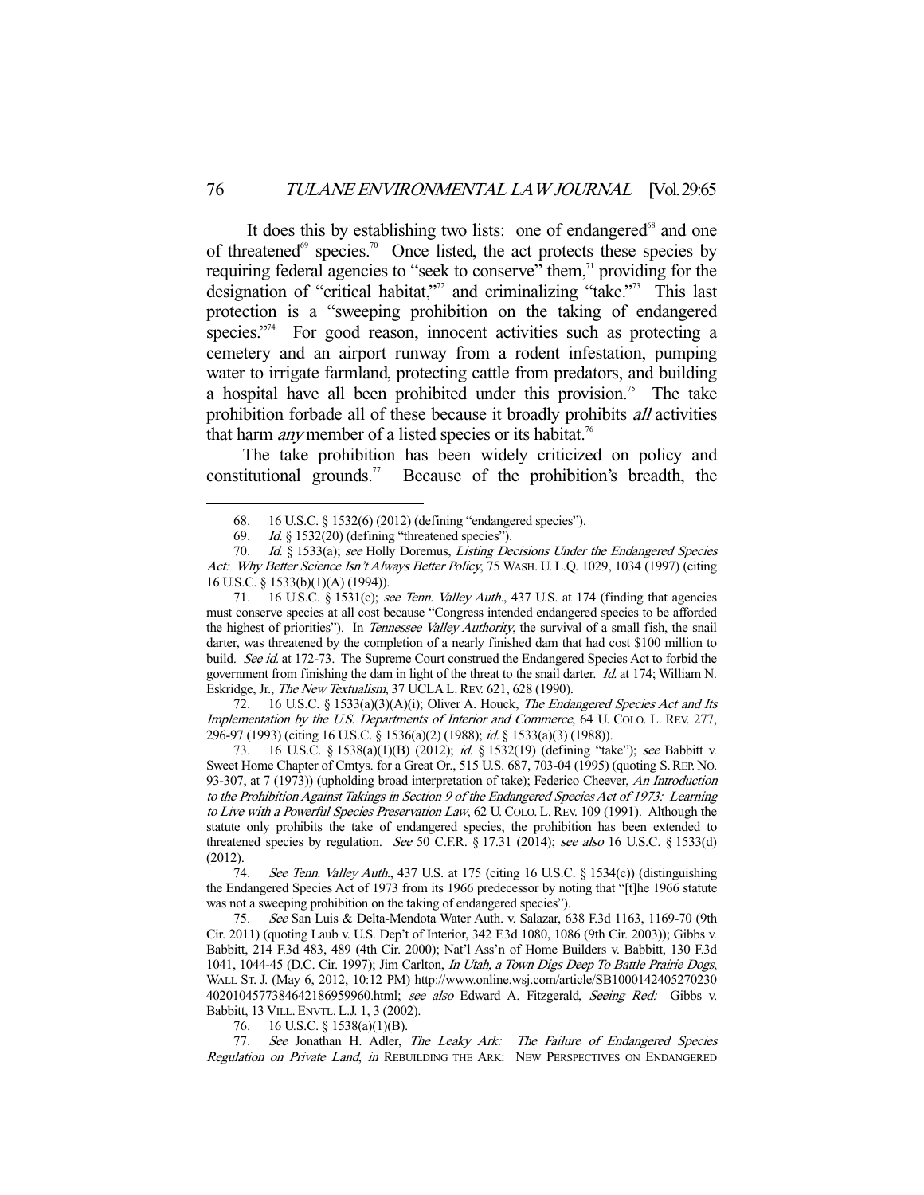It does this by establishing two lists: one of endangered[68] and one of threatened[69] species.[70] Once listed, the act protects these species by requiring federal agencies to "seek to conserve" them,[71] providing for the designation of "critical habitat,"[72] and criminalizing "take."[73] This last protection is a "sweeping prohibition on the taking of endangered species."[74] For good reason, innocent activities such as protecting a cemetery and an airport runway from a rodent infestation, pumping water to irrigate farmland, protecting cattle from predators, and building a hospital have all been prohibited under this provision.[75] The take prohibition forbade all of these because it broadly prohibits *all* activities that harm *any* member of a listed species or its habitat.[76]

The take prohibition has been widely criticized on policy and constitutional grounds.[77] Because of the prohibition's breadth, the

---

68. 16 U.S.C. § 1532(6) (2012) (defining "endangered species").

69. *Id.* § 1532(20) (defining "threatened species").

70. *Id.* § 1533(a); *see* Holly Doremus, *Listing Decisions Under the Endangered Species Act: Why Better Science Isn't Always Better Policy*, 75 WASH. U. L.Q. 1029, 1034 (1997) (citing 16 U.S.C. § 1533(b)(1)(A) (1994)).

71. 16 U.S.C. § 1531(c); *see Tenn. Valley Auth.*, 437 U.S. at 174 (finding that agencies must conserve species at all cost because "Congress intended endangered species to be afforded the highest of priorities"). In *Tennessee Valley Authority*, the survival of a small fish, the snail darter, was threatened by the completion of a nearly finished dam that had cost $100 million to build. *See id.* at 172-73. The Supreme Court construed the Endangered Species Act to forbid the government from finishing the dam in light of the threat to the snail darter. *Id.* at 174; William N. Eskridge, Jr., *The New Textualism*, 37 UCLA L. REV. 621, 628 (1990).

72. 16 U.S.C. § 1533(a)(3)(A)(i); Oliver A. Houck, *The Endangered Species Act and Its Implementation by the U.S. Departments of Interior and Commerce*, 64 U. COLO. L. REV. 277, 296-97 (1993) (citing 16 U.S.C. § 1536(a)(2) (1988); *id.* § 1533(a)(3) (1988)).

73. 16 U.S.C. § 1538(a)(1)(B) (2012); *id.* § 1532(19) (defining "take"); *see* Babbitt v. Sweet Home Chapter of Cmtys. for a Great Or., 515 U.S. 687, 703-04 (1995) (quoting S. REP. NO. 93-307, at 7 (1973)) (upholding broad interpretation of take); Federico Cheever, *An Introduction to the Prohibition Against Takings in Section 9 of the Endangered Species Act of 1973: Learning to Live with a Powerful Species Preservation Law*, 62 U. COLO. L. REV. 109 (1991). Although the statute only prohibits the take of endangered species, the prohibition has been extended to threatened species by regulation. *See* 50 C.F.R. § 17.31 (2014); *see also* 16 U.S.C. § 1533(d) (2012).

74. *See Tenn. Valley Auth.*, 437 U.S. at 175 (citing 16 U.S.C. § 1534(c)) (distinguishing the Endangered Species Act of 1973 from its 1966 predecessor by noting that "[t]he 1966 statute was not a sweeping prohibition on the taking of endangered species").

75. *See* San Luis & Delta-Mendota Water Auth. v. Salazar, 638 F.3d 1163, 1169-70 (9th Cir. 2011) (quoting Laub v. U.S. Dep't of Interior, 342 F.3d 1080, 1086 (9th Cir. 2003)); Gibbs v. Babbitt, 214 F.3d 483, 489 (4th Cir. 2000); Nat'l Ass'n of Home Builders v. Babbitt, 130 F.3d 1041, 1044-45 (D.C. Cir. 1997); Jim Carlton, *In Utah, a Town Digs Deep To Battle Prairie Dogs*, WALL ST. J. (May 6, 2012, 10:12 PM) http://www.online.wsj.com/article/SB1000142405270230402010457738464218695 9960.html; *see also* Edward A. Fitzgerald, *Seeing Red:* Gibbs v. Babbitt, 13 VILL. ENVTL. L.J. 1, 3 (2002).

76. 16 U.S.C. § 1538(a)(1)(B).

77. *See* Jonathan H. Adler, *The Leaky Ark: The Failure of Endangered Species Regulation on Private Land*, *in* REBUILDING THE ARK: NEW PERSPECTIVES ON ENDANGERED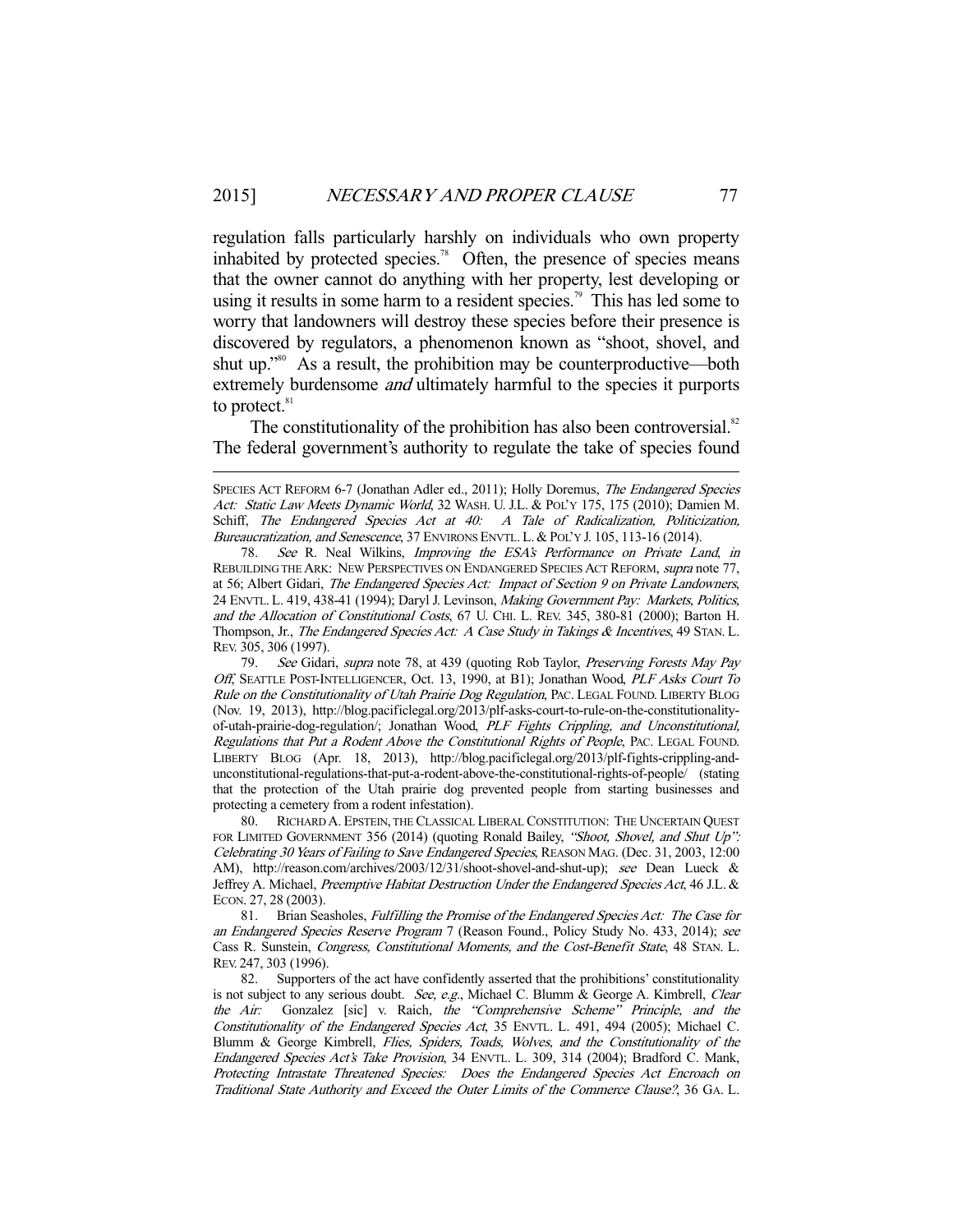regulation falls particularly harshly on individuals who own property inhabited by protected species.[78] Often, the presence of species means that the owner cannot do anything with her property, lest developing or using it results in some harm to a resident species.[79] This has led some to worry that landowners will destroy these species before their presence is discovered by regulators, a phenomenon known as "shoot, shovel, and shut up."[80] As a result, the prohibition may be counterproductive—both extremely burdensome *and* ultimately harmful to the species it purports to protect.[81]

The constitutionality of the prohibition has also been controversial.[82] The federal government's authority to regulate the take of species found

---

SPECIES ACT REFORM 6-7 (Jonathan Adler ed., 2011); Holly Doremus, *The Endangered Species Act: Static Law Meets Dynamic World*, 32 WASH. U. J.L. & POL'Y 175, 175 (2010); Damien M. Schiff, *The Endangered Species Act at 40: A Tale of Radicalization, Politicization, Bureaucratization, and Senescence*, 37 ENVIRONS ENVTL. L. & POL'Y J. 105, 113-16 (2014).

78. *See* R. Neal Wilkins, *Improving the ESA's Performance on Private Land*, *in* REBUILDING THE ARK: NEW PERSPECTIVES ON ENDANGERED SPECIES ACT REFORM, *supra* note 77, at 56; Albert Gidari, *The Endangered Species Act: Impact of Section 9 on Private Landowners*, 24 ENVTL. L. 419, 438-41 (1994); Daryl J. Levinson, *Making Government Pay: Markets, Politics, and the Allocation of Constitutional Costs*, 67 U. CHI. L. REV. 345, 380-81 (2000); Barton H. Thompson, Jr., *The Endangered Species Act: A Case Study in Takings & Incentives*, 49 STAN. L. REV. 305, 306 (1997).

79. *See* Gidari, *supra* note 78, at 439 (quoting Rob Taylor, *Preserving Forests May Pay Off*, SEATTLE POST-INTELLIGENCER, Oct. 13, 1990, at B1); Jonathan Wood, *PLF Asks Court To Rule on the Constitutionality of Utah Prairie Dog Regulation*, PAC. LEGAL FOUND. LIBERTY BLOG (Nov. 19, 2013), http://blog.pacificlegal.org/2013/plf-asks-court-to-rule-on-the-constitutionality-of-utah-prairie-dog-regulation/; Jonathan Wood, *PLF Fights Crippling, and Unconstitutional, Regulations that Put a Rodent Above the Constitutional Rights of People*, PAC. LEGAL FOUND. LIBERTY BLOG (Apr. 18, 2013), http://blog.pacificlegal.org/2013/plf-fights-crippling-and-unconstitutional-regulations-that-put-a-rodent-above-the-constitutional-rights-of-people/ (stating that the protection of the Utah prairie dog prevented people from starting businesses and protecting a cemetery from a rodent infestation).

80. RICHARD A. EPSTEIN, THE CLASSICAL LIBERAL CONSTITUTION: THE UNCERTAIN QUEST FOR LIMITED GOVERNMENT 356 (2014) (quoting Ronald Bailey, *"Shoot, Shovel, and Shut Up": Celebrating 30 Years of Failing to Save Endangered Species*, REASON MAG. (Dec. 31, 2003, 12:00 AM), http://reason.com/archives/2003/12/31/shoot-shovel-and-shut-up); *see* Dean Lueck & Jeffrey A. Michael, *Preemptive Habitat Destruction Under the Endangered Species Act*, 46 J.L. & ECON. 27, 28 (2003).

81. Brian Seasholes, *Fulfilling the Promise of the Endangered Species Act: The Case for an Endangered Species Reserve Program* 7 (Reason Found., Policy Study No. 433, 2014); *see* Cass R. Sunstein, *Congress, Constitutional Moments, and the Cost-Benefit State*, 48 STAN. L. REV. 247, 303 (1996).

82. Supporters of the act have confidently asserted that the prohibitions' constitutionality is not subject to any serious doubt. *See, e.g.*, Michael C. Blumm & George A. Kimbrell, *Clear the Air:* Gonzalez [sic] v. Raich, *the "Comprehensive Scheme" Principle, and the Constitutionality of the Endangered Species Act*, 35 ENVTL. L. 491, 494 (2005); Michael C. Blumm & George Kimbrell, *Flies, Spiders, Toads, Wolves, and the Constitutionality of the Endangered Species Act's Take Provision*, 34 ENVTL. L. 309, 314 (2004); Bradford C. Mank, *Protecting Intrastate Threatened Species: Does the Endangered Species Act Encroach on Traditional State Authority and Exceed the Outer Limits of the Commerce Clause?*, 36 GA. L.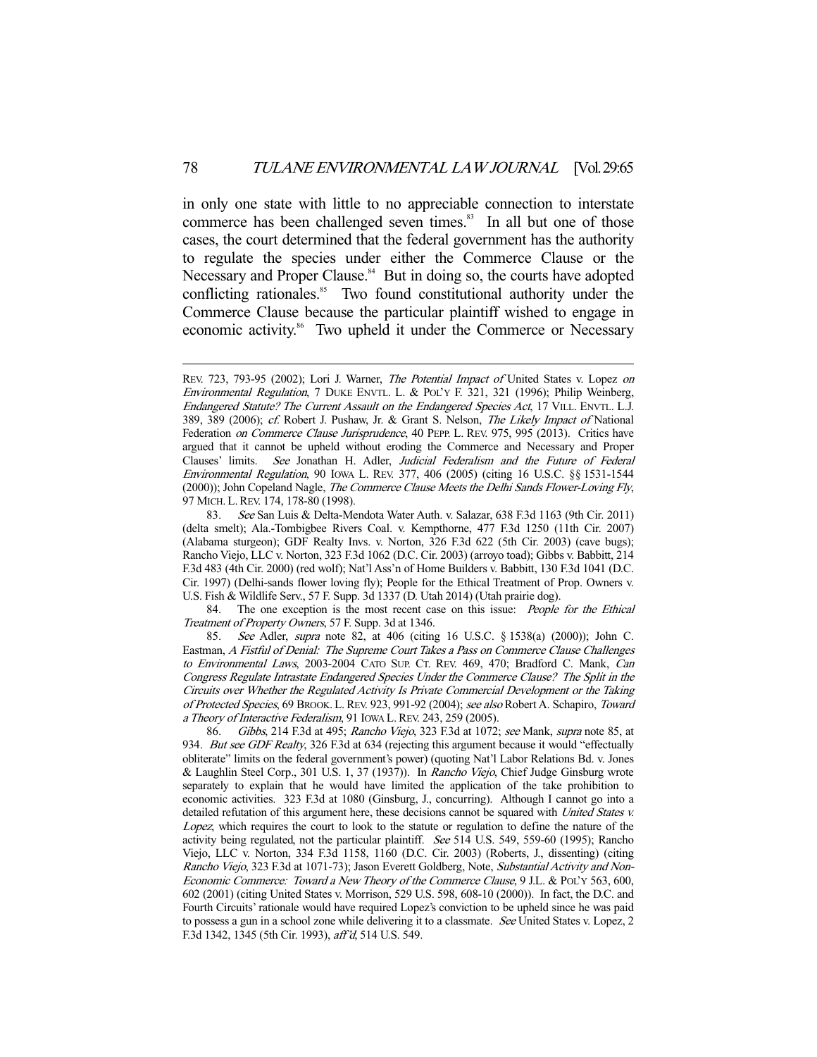in only one state with little to no appreciable connection to interstate commerce has been challenged seven times.[83] In all but one of those cases, the court determined that the federal government has the authority to regulate the species under either the Commerce Clause or the Necessary and Proper Clause.[84] But in doing so, the courts have adopted conflicting rationales.[85] Two found constitutional authority under the Commerce Clause because the particular plaintiff wished to engage in economic activity.[86] Two upheld it under the Commerce or Necessary

---

REV. 723, 793-95 (2002); Lori J. Warner, *The Potential Impact of* United States v. Lopez *on Environmental Regulation*, 7 DUKE ENVTL. L. & POL'Y F. 321, 321 (1996); Philip Weinberg, *Endangered Statute? The Current Assault on the Endangered Species Act*, 17 VILL. ENVTL. L.J. 389, 389 (2006); *cf.* Robert J. Pushaw, Jr. & Grant S. Nelson, *The Likely Impact of* National Federation *on Commerce Clause Jurisprudence*, 40 PEPP. L. REV. 975, 995 (2013). Critics have argued that it cannot be upheld without eroding the Commerce and Necessary and Proper Clauses' limits. *See* Jonathan H. Adler, *Judicial Federalism and the Future of Federal Environmental Regulation*, 90 IOWA L. REV. 377, 406 (2005) (citing 16 U.S.C. §§ 1531-1544 (2000)); John Copeland Nagle, *The Commerce Clause Meets the Delhi Sands Flower-Loving Fly*, 97 MICH. L. REV. 174, 178-80 (1998).

83. *See* San Luis & Delta-Mendota Water Auth. v. Salazar, 638 F.3d 1163 (9th Cir. 2011) (delta smelt); Ala.-Tombigbee Rivers Coal. v. Kempthorne, 477 F.3d 1250 (11th Cir. 2007) (Alabama sturgeon); GDF Realty Invs. v. Norton, 326 F.3d 622 (5th Cir. 2003) (cave bugs); Rancho Viejo, LLC v. Norton, 323 F.3d 1062 (D.C. Cir. 2003) (arroyo toad); Gibbs v. Babbitt, 214 F.3d 483 (4th Cir. 2000) (red wolf); Nat'l Ass'n of Home Builders v. Babbitt, 130 F.3d 1041 (D.C. Cir. 1997) (Delhi-sands flower loving fly); People for the Ethical Treatment of Prop. Owners v. U.S. Fish & Wildlife Serv., 57 F. Supp. 3d 1337 (D. Utah 2014) (Utah prairie dog).

84. The one exception is the most recent case on this issue: *People for the Ethical Treatment of Property Owners*, 57 F. Supp. 3d at 1346.

85. *See* Adler, *supra* note 82, at 406 (citing 16 U.S.C. § 1538(a) (2000)); John C. Eastman, *A Fistful of Denial: The Supreme Court Takes a Pass on Commerce Clause Challenges to Environmental Laws*, 2003-2004 CATO SUP. CT. REV. 469, 470; Bradford C. Mank, *Can Congress Regulate Intrastate Endangered Species Under the Commerce Clause? The Split in the Circuits over Whether the Regulated Activity Is Private Commercial Development or the Taking of Protected Species*, 69 BROOK. L. REV. 923, 991-92 (2004); *see also* Robert A. Schapiro, *Toward a Theory of Interactive Federalism*, 91 IOWA L. REV. 243, 259 (2005).

86. *Gibbs*, 214 F.3d at 495; *Rancho Viejo*, 323 F.3d at 1072; *see* Mank, *supra* note 85, at 934. *But see GDF Realty*, 326 F.3d at 634 (rejecting this argument because it would "effectually obliterate" limits on the federal government's power) (quoting Nat'l Labor Relations Bd. v. Jones & Laughlin Steel Corp., 301 U.S. 1, 37 (1937)). In *Rancho Viejo*, Chief Judge Ginsburg wrote separately to explain that he would have limited the application of the take prohibition to economic activities. 323 F.3d at 1080 (Ginsburg, J., concurring). Although I cannot go into a detailed refutation of this argument here, these decisions cannot be squared with *United States v. Lopez*, which requires the court to look to the statute or regulation to define the nature of the activity being regulated, not the particular plaintiff. *See* 514 U.S. 549, 559-60 (1995); Rancho Viejo, LLC v. Norton, 334 F.3d 1158, 1160 (D.C. Cir. 2003) (Roberts, J., dissenting) (citing *Rancho Viejo*, 323 F.3d at 1071-73); Jason Everett Goldberg, Note, *Substantial Activity and Non-Economic Commerce: Toward a New Theory of the Commerce Clause*, 9 J.L. & POL'Y 563, 600, 602 (2001) (citing United States v. Morrison, 529 U.S. 598, 608-10 (2000)). In fact, the D.C. and Fourth Circuits' rationale would have required Lopez's conviction to be upheld since he was paid to possess a gun in a school zone while delivering it to a classmate. *See* United States v. Lopez, 2 F.3d 1342, 1345 (5th Cir. 1993), *aff'd*, 514 U.S. 549.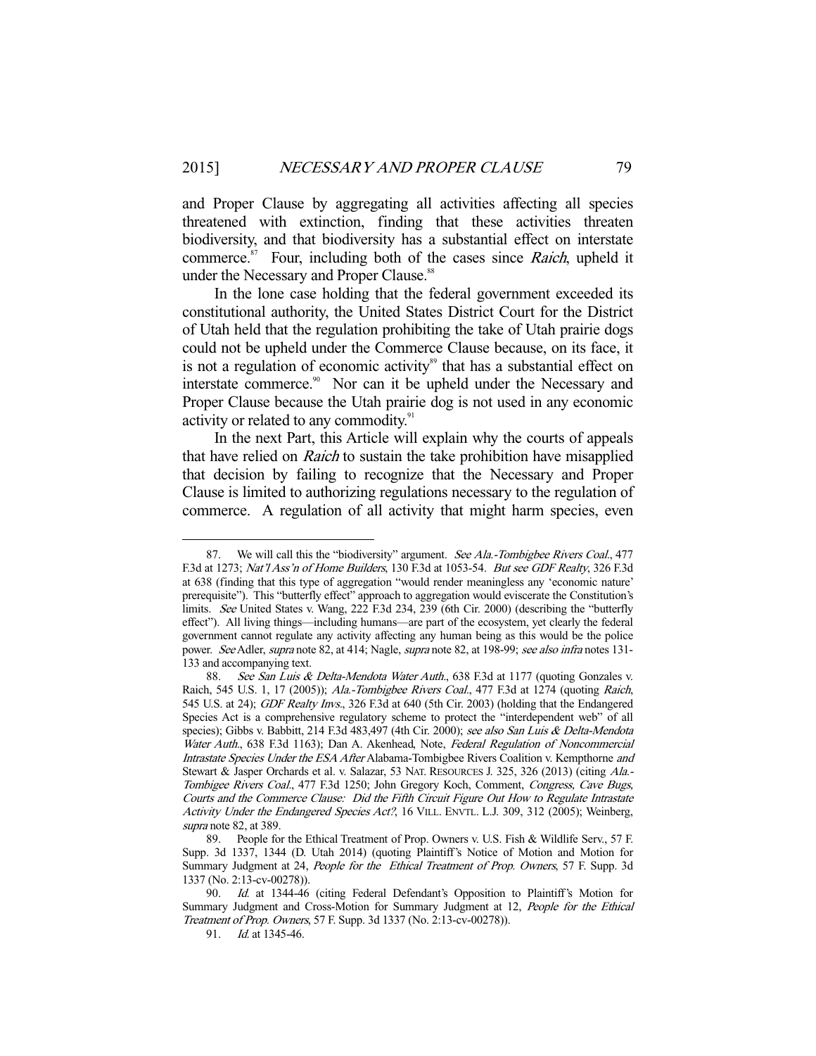and Proper Clause by aggregating all activities affecting all species threatened with extinction, finding that these activities threaten biodiversity, and that biodiversity has a substantial effect on interstate commerce.[87] Four, including both of the cases since *Raich*, upheld it under the Necessary and Proper Clause.[88]

In the lone case holding that the federal government exceeded its constitutional authority, the United States District Court for the District of Utah held that the regulation prohibiting the take of Utah prairie dogs could not be upheld under the Commerce Clause because, on its face, it is not a regulation of economic activity[89] that has a substantial effect on interstate commerce.[90] Nor can it be upheld under the Necessary and Proper Clause because the Utah prairie dog is not used in any economic activity or related to any commodity.[91]

In the next Part, this Article will explain why the courts of appeals that have relied on *Raich* to sustain the take prohibition have misapplied that decision by failing to recognize that the Necessary and Proper Clause is limited to authorizing regulations necessary to the regulation of commerce. A regulation of all activity that might harm species, even

---

87. We will call this the "biodiversity" argument. *See Ala.-Tombigbee Rivers Coal.*, 477 F.3d at 1273; *Nat'l Ass'n of Home Builders*, 130 F.3d at 1053-54. *But see GDF Realty*, 326 F.3d at 638 (finding that this type of aggregation "would render meaningless any 'economic nature' prerequisite"). This "butterfly effect" approach to aggregation would eviscerate the Constitution's limits. *See* United States v. Wang, 222 F.3d 234, 239 (6th Cir. 2000) (describing the "butterfly effect"). All living things—including humans—are part of the ecosystem, yet clearly the federal government cannot regulate any activity affecting any human being as this would be the police power. *See* Adler, *supra* note 82, at 414; Nagle, *supra* note 82, at 198-99; *see also infra* notes 131-133 and accompanying text.

88. *See San Luis & Delta-Mendota Water Auth.*, 638 F.3d at 1177 (quoting Gonzales v. Raich, 545 U.S. 1, 17 (2005)); *Ala.-Tombigbee Rivers Coal.*, 477 F.3d at 1274 (quoting *Raich*, 545 U.S. at 24); *GDF Realty Invs.*, 326 F.3d at 640 (5th Cir. 2003) (holding that the Endangered Species Act is a comprehensive regulatory scheme to protect the "interdependent web" of all species); Gibbs v. Babbitt, 214 F.3d 483,497 (4th Cir. 2000); *see also San Luis & Delta-Mendota Water Auth.*, 638 F.3d 1163); Dan A. Akenhead, Note, *Federal Regulation of Noncommercial Intrastate Species Under the ESA After* Alabama-Tombigbee Rivers Coalition v. Kempthorne *and* Stewart & Jasper Orchards et al. v. Salazar, 53 NAT. RESOURCES J. 325, 326 (2013) (citing *Ala.-Tombigee Rivers Coal.*, 477 F.3d 1250; John Gregory Koch, Comment, *Congress, Cave Bugs, Courts and the Commerce Clause: Did the Fifth Circuit Figure Out How to Regulate Intrastate Activity Under the Endangered Species Act?*, 16 VILL. ENVTL. L.J. 309, 312 (2005); Weinberg, *supra* note 82, at 389.

89. People for the Ethical Treatment of Prop. Owners v. U.S. Fish & Wildlife Serv., 57 F. Supp. 3d 1337, 1344 (D. Utah 2014) (quoting Plaintiff's Notice of Motion and Motion for Summary Judgment at 24, *People for the Ethical Treatment of Prop. Owners*, 57 F. Supp. 3d 1337 (No. 2:13-cv-00278)).

90. *Id.* at 1344-46 (citing Federal Defendant's Opposition to Plaintiff's Motion for Summary Judgment and Cross-Motion for Summary Judgment at 12, *People for the Ethical Treatment of Prop. Owners*, 57 F. Supp. 3d 1337 (No. 2:13-cv-00278)).

91. *Id.* at 1345-46.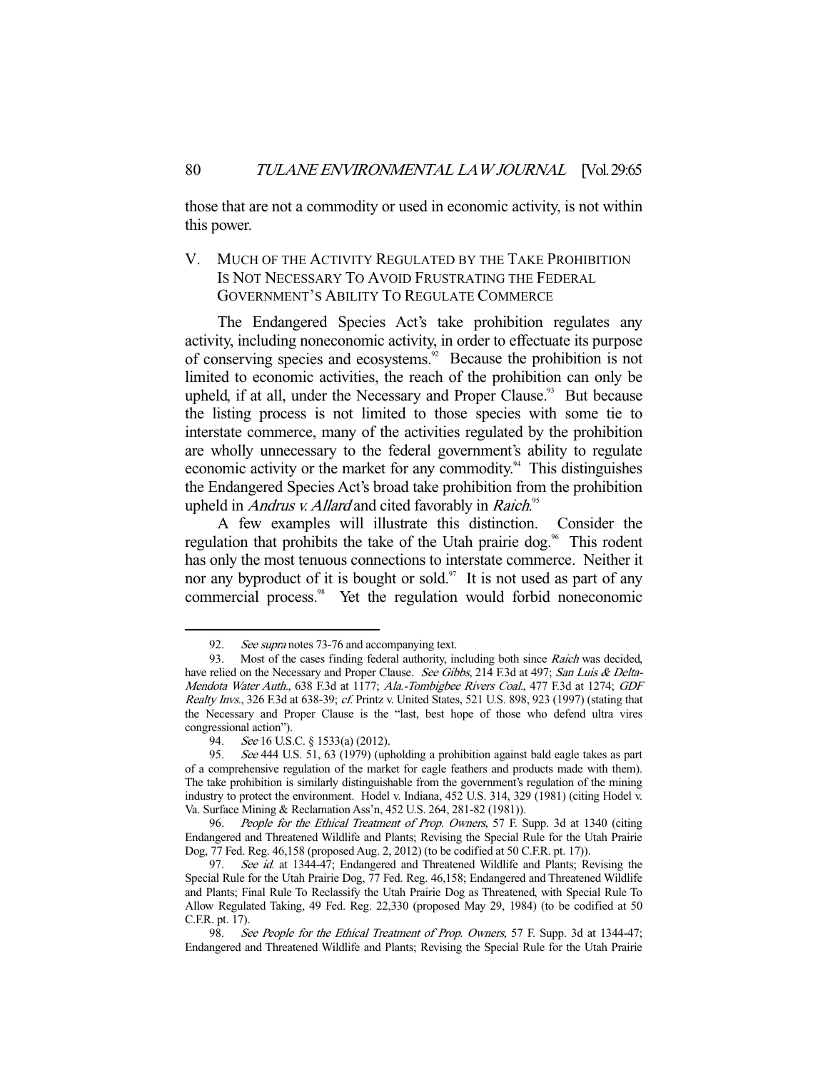those that are not a commodity or used in economic activity, is not within this power.

## V. MUCH OF THE ACTIVITY REGULATED BY THE TAKE PROHIBITION IS NOT NECESSARY TO AVOID FRUSTRATING THE FEDERAL GOVERNMENT'S ABILITY TO REGULATE COMMERCE

The Endangered Species Act's take prohibition regulates any activity, including noneconomic activity, in order to effectuate its purpose of conserving species and ecosystems.[92] Because the prohibition is not limited to economic activities, the reach of the prohibition can only be upheld, if at all, under the Necessary and Proper Clause.[93] But because the listing process is not limited to those species with some tie to interstate commerce, many of the activities regulated by the prohibition are wholly unnecessary to the federal government's ability to regulate economic activity or the market for any commodity.[94] This distinguishes the Endangered Species Act's broad take prohibition from the prohibition upheld in *Andrus v. Allard* and cited favorably in *Raich*.[95]

A few examples will illustrate this distinction. Consider the regulation that prohibits the take of the Utah prairie dog.[96] This rodent has only the most tenuous connections to interstate commerce. Neither it nor any byproduct of it is bought or sold.[97] It is not used as part of any commercial process.[98] Yet the regulation would forbid noneconomic

---

92. *See supra* notes 73-76 and accompanying text.

93. Most of the cases finding federal authority, including both since *Raich* was decided, have relied on the Necessary and Proper Clause. *See Gibbs*, 214 F.3d at 497; *San Luis & Delta-Mendota Water Auth.*, 638 F.3d at 1177; *Ala.-Tombigbee Rivers Coal.*, 477 F.3d at 1274; *GDF Realty Invs.*, 326 F.3d at 638-39; *cf.* Printz v. United States, 521 U.S. 898, 923 (1997) (stating that the Necessary and Proper Clause is the "last, best hope of those who defend ultra vires congressional action").

94. *See* 16 U.S.C. § 1533(a) (2012).

95. *See* 444 U.S. 51, 63 (1979) (upholding a prohibition against bald eagle takes as part of a comprehensive regulation of the market for eagle feathers and products made with them). The take prohibition is similarly distinguishable from the government's regulation of the mining industry to protect the environment. Hodel v. Indiana, 452 U.S. 314, 329 (1981) (citing Hodel v. Va. Surface Mining & Reclamation Ass'n, 452 U.S. 264, 281-82 (1981)).

96. *People for the Ethical Treatment of Prop. Owners*, 57 F. Supp. 3d at 1340 (citing Endangered and Threatened Wildlife and Plants; Revising the Special Rule for the Utah Prairie Dog, 77 Fed. Reg. 46,158 (proposed Aug. 2, 2012) (to be codified at 50 C.F.R. pt. 17)).

97. *See id.* at 1344-47; Endangered and Threatened Wildlife and Plants; Revising the Special Rule for the Utah Prairie Dog, 77 Fed. Reg. 46,158; Endangered and Threatened Wildlife and Plants; Final Rule To Reclassify the Utah Prairie Dog as Threatened, with Special Rule To Allow Regulated Taking, 49 Fed. Reg. 22,330 (proposed May 29, 1984) (to be codified at 50 C.F.R. pt. 17).

98. *See People for the Ethical Treatment of Prop. Owners*, 57 F. Supp. 3d at 1344-47; Endangered and Threatened Wildlife and Plants; Revising the Special Rule for the Utah Prairie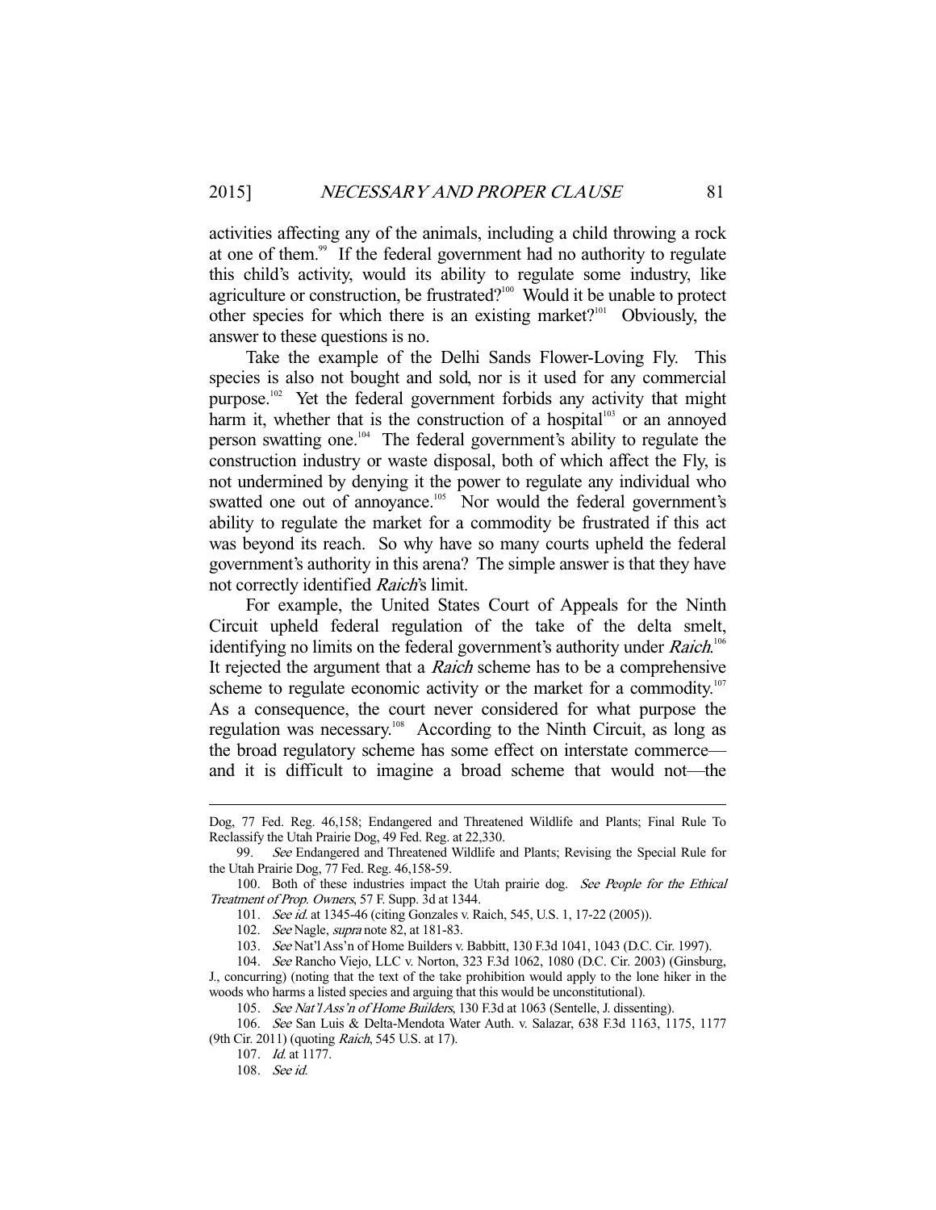activities affecting any of the animals, including a child throwing a rock at one of them.[99] If the federal government had no authority to regulate this child's activity, would its ability to regulate some industry, like agriculture or construction, be frustrated?[100] Would it be unable to protect other species for which there is an existing market?[101] Obviously, the answer to these questions is no.

Take the example of the Delhi Sands Flower-Loving Fly. This species is also not bought and sold, nor is it used for any commercial purpose.[102] Yet the federal government forbids any activity that might harm it, whether that is the construction of a hospital[103] or an annoyed person swatting one.[104] The federal government's ability to regulate the construction industry or waste disposal, both of which affect the Fly, is not undermined by denying it the power to regulate any individual who swatted one out of annoyance.[105] Nor would the federal government's ability to regulate the market for a commodity be frustrated if this act was beyond its reach. So why have so many courts upheld the federal government's authority in this arena? The simple answer is that they have not correctly identified *Raich*'s limit.

For example, the United States Court of Appeals for the Ninth Circuit upheld federal regulation of the take of the delta smelt, identifying no limits on the federal government's authority under *Raich*.[106] It rejected the argument that a *Raich* scheme has to be a comprehensive scheme to regulate economic activity or the market for a commodity.[107] As a consequence, the court never considered for what purpose the regulation was necessary.[108] According to the Ninth Circuit, as long as the broad regulatory scheme has some effect on interstate commerce—and it is difficult to imagine a broad scheme that would not—the

---

Dog, 77 Fed. Reg. 46,158; Endangered and Threatened Wildlife and Plants; Final Rule To Reclassify the Utah Prairie Dog, 49 Fed. Reg. at 22,330.

99. *See* Endangered and Threatened Wildlife and Plants; Revising the Special Rule for the Utah Prairie Dog, 77 Fed. Reg. 46,158-59.

100. Both of these industries impact the Utah prairie dog. *See People for the Ethical Treatment of Prop. Owners*, 57 F. Supp. 3d at 1344.

101. *See id.* at 1345-46 (citing Gonzales v. Raich, 545, U.S. 1, 17-22 (2005)).

102. *See* Nagle, *supra* note 82, at 181-83.

103. *See* Nat'l Ass'n of Home Builders v. Babbitt, 130 F.3d 1041, 1043 (D.C. Cir. 1997).

104. *See* Rancho Viejo, LLC v. Norton, 323 F.3d 1062, 1080 (D.C. Cir. 2003) (Ginsburg, J., concurring) (noting that the text of the take prohibition would apply to the lone hiker in the woods who harms a listed species and arguing that this would be unconstitutional).

105. *See Nat'l Ass'n of Home Builders*, 130 F.3d at 1063 (Sentelle, J. dissenting).

106. *See* San Luis & Delta-Mendota Water Auth. v. Salazar, 638 F.3d 1163, 1175, 1177 (9th Cir. 2011) (quoting *Raich*, 545 U.S. at 17).

107. *Id.* at 1177.

108. *See id.*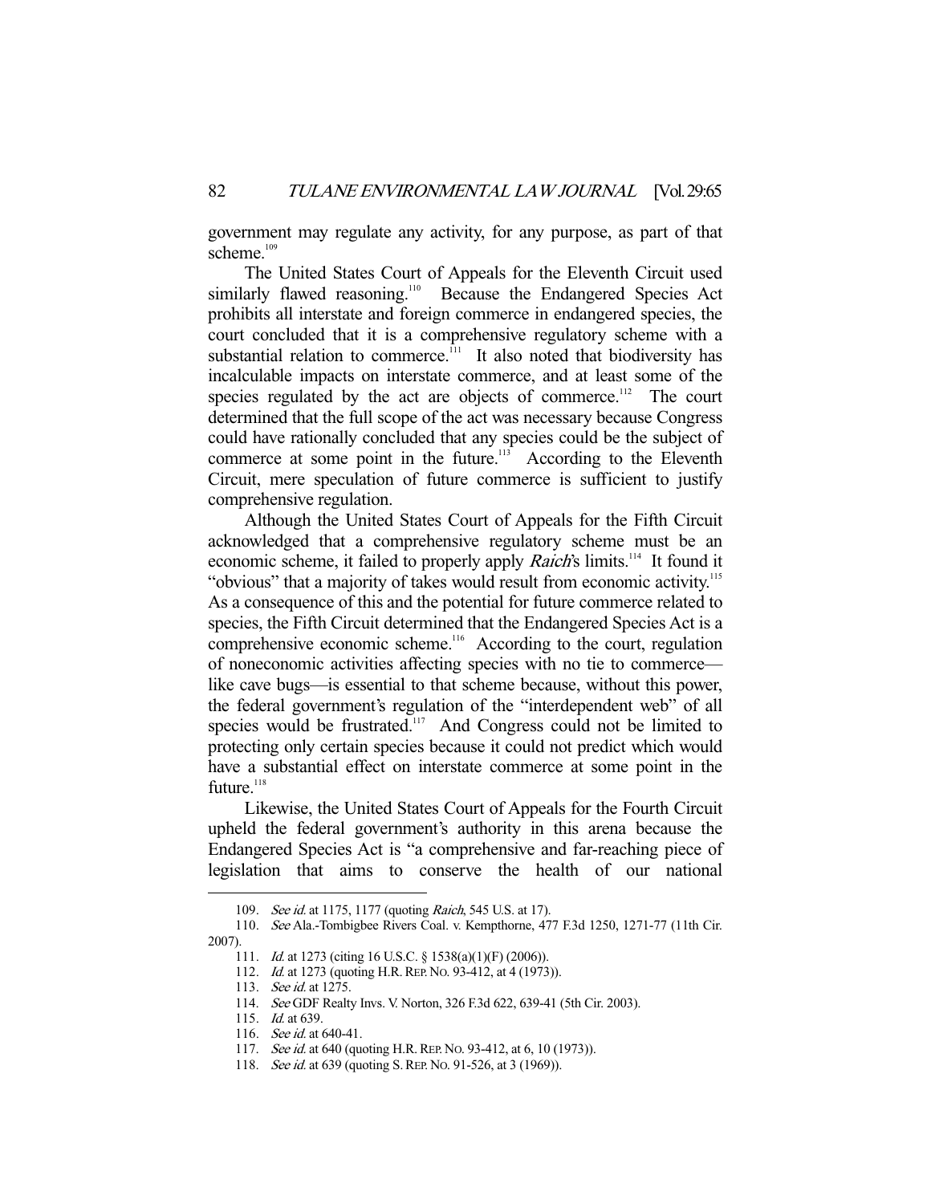government may regulate any activity, for any purpose, as part of that scheme.[109]

The United States Court of Appeals for the Eleventh Circuit used similarly flawed reasoning.[110] Because the Endangered Species Act prohibits all interstate and foreign commerce in endangered species, the court concluded that it is a comprehensive regulatory scheme with a substantial relation to commerce.[111] It also noted that biodiversity has incalculable impacts on interstate commerce, and at least some of the species regulated by the act are objects of commerce.[112] The court determined that the full scope of the act was necessary because Congress could have rationally concluded that any species could be the subject of commerce at some point in the future.[113] According to the Eleventh Circuit, mere speculation of future commerce is sufficient to justify comprehensive regulation.

Although the United States Court of Appeals for the Fifth Circuit acknowledged that a comprehensive regulatory scheme must be an economic scheme, it failed to properly apply *Raich*'s limits.[114] It found it "obvious" that a majority of takes would result from economic activity.[115] As a consequence of this and the potential for future commerce related to species, the Fifth Circuit determined that the Endangered Species Act is a comprehensive economic scheme.[116] According to the court, regulation of noneconomic activities affecting species with no tie to commerce—like cave bugs—is essential to that scheme because, without this power, the federal government's regulation of the "interdependent web" of all species would be frustrated.[117] And Congress could not be limited to protecting only certain species because it could not predict which would have a substantial effect on interstate commerce at some point in the future.[118]

Likewise, the United States Court of Appeals for the Fourth Circuit upheld the federal government's authority in this arena because the Endangered Species Act is "a comprehensive and far-reaching piece of legislation that aims to conserve the health of our national

---

109. *See id.* at 1175, 1177 (quoting *Raich*, 545 U.S. at 17).

110. *See* Ala.-Tombigbee Rivers Coal. v. Kempthorne, 477 F.3d 1250, 1271-77 (11th Cir. 2007).

111. *Id.* at 1273 (citing 16 U.S.C. § 1538(a)(1)(F) (2006)).

112. *Id.* at 1273 (quoting H.R. REP. NO. 93-412, at 4 (1973)).

113. *See id.* at 1275.

114. *See* GDF Realty Invs. V. Norton, 326 F.3d 622, 639-41 (5th Cir. 2003).

115. *Id.* at 639.

116. *See id.* at 640-41.

117. *See id.* at 640 (quoting H.R. REP. NO. 93-412, at 6, 10 (1973)).

118. *See id.* at 639 (quoting S. REP. NO. 91-526, at 3 (1969)).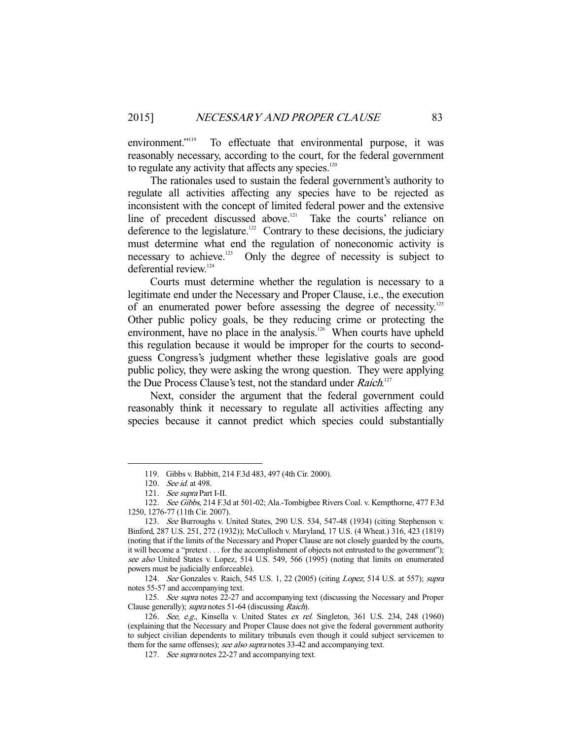environment."[119] To effectuate that environmental purpose, it was reasonably necessary, according to the court, for the federal government to regulate any activity that affects any species.[120]

The rationales used to sustain the federal government's authority to regulate all activities affecting any species have to be rejected as inconsistent with the concept of limited federal power and the extensive line of precedent discussed above.[121] Take the courts' reliance on deference to the legislature.[122] Contrary to these decisions, the judiciary must determine what end the regulation of noneconomic activity is necessary to achieve.[123] Only the degree of necessity is subject to deferential review.[124]

Courts must determine whether the regulation is necessary to a legitimate end under the Necessary and Proper Clause, i.e., the execution of an enumerated power before assessing the degree of necessity.[125] Other public policy goals, be they reducing crime or protecting the environment, have no place in the analysis.[126] When courts have upheld this regulation because it would be improper for the courts to second-guess Congress's judgment whether these legislative goals are good public policy, they were asking the wrong question. They were applying the Due Process Clause's test, not the standard under *Raich*.[127]

Next, consider the argument that the federal government could reasonably think it necessary to regulate all activities affecting any species because it cannot predict which species could substantially

---

119. Gibbs v. Babbitt, 214 F.3d 483, 497 (4th Cir. 2000).

120. *See id.* at 498.

121. *See supra* Part I-II.

122. *See Gibbs*, 214 F.3d at 501-02; Ala.-Tombigbee Rivers Coal. v. Kempthorne, 477 F.3d 1250, 1276-77 (11th Cir. 2007).

123. *See* Burroughs v. United States, 290 U.S. 534, 547-48 (1934) (citing Stephenson v. Binford, 287 U.S. 251, 272 (1932)); McCulloch v. Maryland, 17 U.S. (4 Wheat.) 316, 423 (1819) (noting that if the limits of the Necessary and Proper Clause are not closely guarded by the courts, it will become a "pretext . . . for the accomplishment of objects not entrusted to the government"); *see also* United States v. Lopez, 514 U.S. 549, 566 (1995) (noting that limits on enumerated powers must be judicially enforceable).

124. *See* Gonzales v. Raich, 545 U.S. 1, 22 (2005) (citing *Lopez*, 514 U.S. at 557); *supra* notes 55-57 and accompanying text.

125. *See supra* notes 22-27 and accompanying text (discussing the Necessary and Proper Clause generally); *supra* notes 51-64 (discussing *Raich*).

126. *See, e.g.*, Kinsella v. United States *ex rel.* Singleton, 361 U.S. 234, 248 (1960) (explaining that the Necessary and Proper Clause does not give the federal government authority to subject civilian dependents to military tribunals even though it could subject servicemen to them for the same offenses); *see also supra* notes 33-42 and accompanying text.

127. *See supra* notes 22-27 and accompanying text.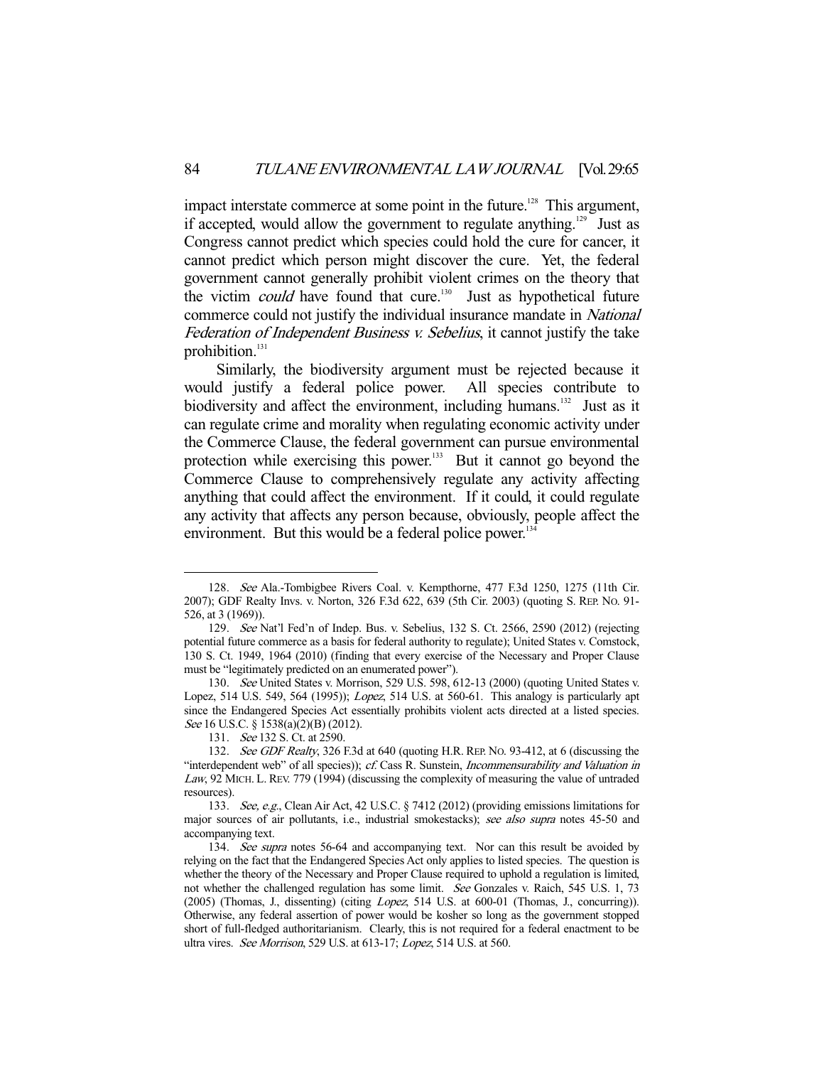impact interstate commerce at some point in the future.[128] This argument, if accepted, would allow the government to regulate anything.[129] Just as Congress cannot predict which species could hold the cure for cancer, it cannot predict which person might discover the cure. Yet, the federal government cannot generally prohibit violent crimes on the theory that the victim *could* have found that cure.[130] Just as hypothetical future commerce could not justify the individual insurance mandate in *National Federation of Independent Business v. Sebelius*, it cannot justify the take prohibition.[131]

Similarly, the biodiversity argument must be rejected because it would justify a federal police power. All species contribute to biodiversity and affect the environment, including humans.[132] Just as it can regulate crime and morality when regulating economic activity under the Commerce Clause, the federal government can pursue environmental protection while exercising this power.[133] But it cannot go beyond the Commerce Clause to comprehensively regulate any activity affecting anything that could affect the environment. If it could, it could regulate any activity that affects any person because, obviously, people affect the environment. But this would be a federal police power.[134]

---

128. *See* Ala.-Tombigbee Rivers Coal. v. Kempthorne, 477 F.3d 1250, 1275 (11th Cir. 2007); GDF Realty Invs. v. Norton, 326 F.3d 622, 639 (5th Cir. 2003) (quoting S. REP. NO. 91-526, at 3 (1969)).

129. *See* Nat'l Fed'n of Indep. Bus. v. Sebelius, 132 S. Ct. 2566, 2590 (2012) (rejecting potential future commerce as a basis for federal authority to regulate); United States v. Comstock, 130 S. Ct. 1949, 1964 (2010) (finding that every exercise of the Necessary and Proper Clause must be "legitimately predicted on an enumerated power").

130. *See* United States v. Morrison, 529 U.S. 598, 612-13 (2000) (quoting United States v. Lopez, 514 U.S. 549, 564 (1995)); *Lopez*, 514 U.S. at 560-61. This analogy is particularly apt since the Endangered Species Act essentially prohibits violent acts directed at a listed species. *See* 16 U.S.C. § 1538(a)(2)(B) (2012).

131. *See* 132 S. Ct. at 2590.

132. *See GDF Realty*, 326 F.3d at 640 (quoting H.R. REP. NO. 93-412, at 6 (discussing the "interdependent web" of all species)); *cf.* Cass R. Sunstein, *Incommensurability and Valuation in Law*, 92 MICH. L. REV. 779 (1994) (discussing the complexity of measuring the value of untraded resources).

133. *See, e.g.*, Clean Air Act, 42 U.S.C. § 7412 (2012) (providing emissions limitations for major sources of air pollutants, i.e., industrial smokestacks); *see also supra* notes 45-50 and accompanying text.

134. *See supra* notes 56-64 and accompanying text. Nor can this result be avoided by relying on the fact that the Endangered Species Act only applies to listed species. The question is whether the theory of the Necessary and Proper Clause required to uphold a regulation is limited, not whether the challenged regulation has some limit. *See* Gonzales v. Raich, 545 U.S. 1, 73 (2005) (Thomas, J., dissenting) (citing *Lopez*, 514 U.S. at 600-01 (Thomas, J., concurring)). Otherwise, any federal assertion of power would be kosher so long as the government stopped short of full-fledged authoritarianism. Clearly, this is not required for a federal enactment to be ultra vires. *See Morrison*, 529 U.S. at 613-17; *Lopez*, 514 U.S. at 560.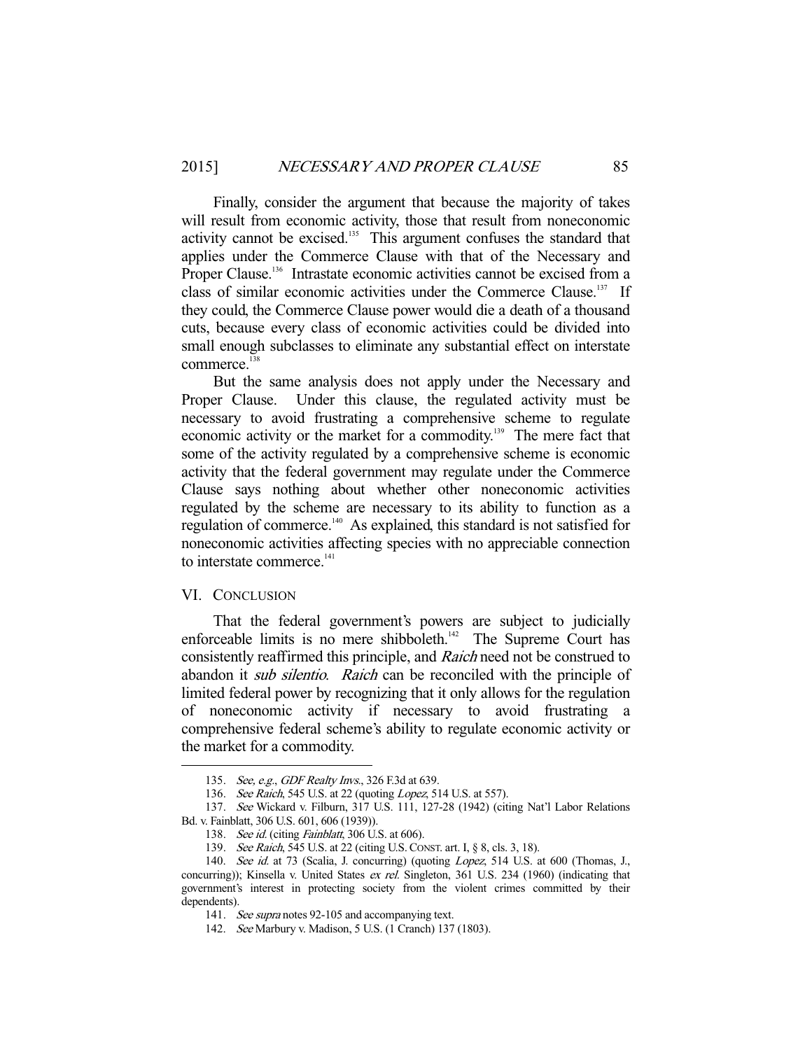Finally, consider the argument that because the majority of takes will result from economic activity, those that result from noneconomic activity cannot be excised.[135] This argument confuses the standard that applies under the Commerce Clause with that of the Necessary and Proper Clause.[136] Intrastate economic activities cannot be excised from a class of similar economic activities under the Commerce Clause.[137] If they could, the Commerce Clause power would die a death of a thousand cuts, because every class of economic activities could be divided into small enough subclasses to eliminate any substantial effect on interstate commerce.[138]

But the same analysis does not apply under the Necessary and Proper Clause. Under this clause, the regulated activity must be necessary to avoid frustrating a comprehensive scheme to regulate economic activity or the market for a commodity.[139] The mere fact that some of the activity regulated by a comprehensive scheme is economic activity that the federal government may regulate under the Commerce Clause says nothing about whether other noneconomic activities regulated by the scheme are necessary to its ability to function as a regulation of commerce.[140] As explained, this standard is not satisfied for noneconomic activities affecting species with no appreciable connection to interstate commerce.[141]

## VI. CONCLUSION

That the federal government's powers are subject to judicially enforceable limits is no mere shibboleth.[142] The Supreme Court has consistently reaffirmed this principle, and *Raich* need not be construed to abandon it *sub silentio*. *Raich* can be reconciled with the principle of limited federal power by recognizing that it only allows for the regulation of noneconomic activity if necessary to avoid frustrating a comprehensive federal scheme's ability to regulate economic activity or the market for a commodity.

---

135. *See, e.g.*, *GDF Realty Invs.*, 326 F.3d at 639.

136. *See Raich*, 545 U.S. at 22 (quoting *Lopez*, 514 U.S. at 557).

137. *See* Wickard v. Filburn, 317 U.S. 111, 127-28 (1942) (citing Nat'l Labor Relations Bd. v. Fainblatt, 306 U.S. 601, 606 (1939)).

138. *See id.* (citing *Fainblatt*, 306 U.S. at 606).

139. *See Raich*, 545 U.S. at 22 (citing U.S. CONST. art. I, § 8, cls. 3, 18).

140. *See id.* at 73 (Scalia, J. concurring) (quoting *Lopez*, 514 U.S. at 600 (Thomas, J., concurring)); Kinsella v. United States *ex rel.* Singleton, 361 U.S. 234 (1960) (indicating that government's interest in protecting society from the violent crimes committed by their dependents).

141. *See supra* notes 92-105 and accompanying text.

142. *See* Marbury v. Madison, 5 U.S. (1 Cranch) 137 (1803).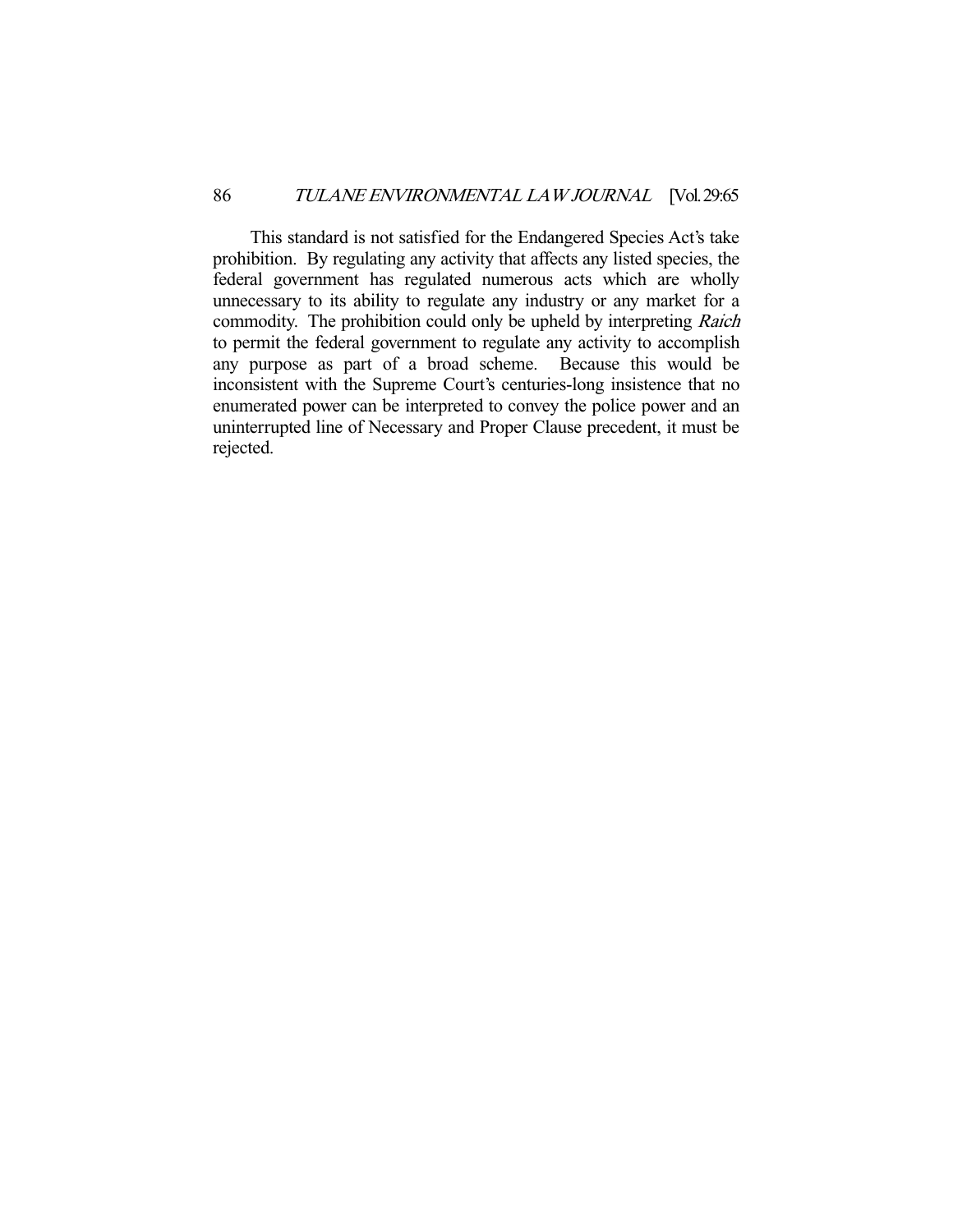This standard is not satisfied for the Endangered Species Act's take prohibition. By regulating any activity that affects any listed species, the federal government has regulated numerous acts which are wholly unnecessary to its ability to regulate any industry or any market for a commodity. The prohibition could only be upheld by interpreting *Raich* to permit the federal government to regulate any activity to accomplish any purpose as part of a broad scheme. Because this would be inconsistent with the Supreme Court's centuries-long insistence that no enumerated power can be interpreted to convey the police power and an uninterrupted line of Necessary and Proper Clause precedent, it must be rejected.